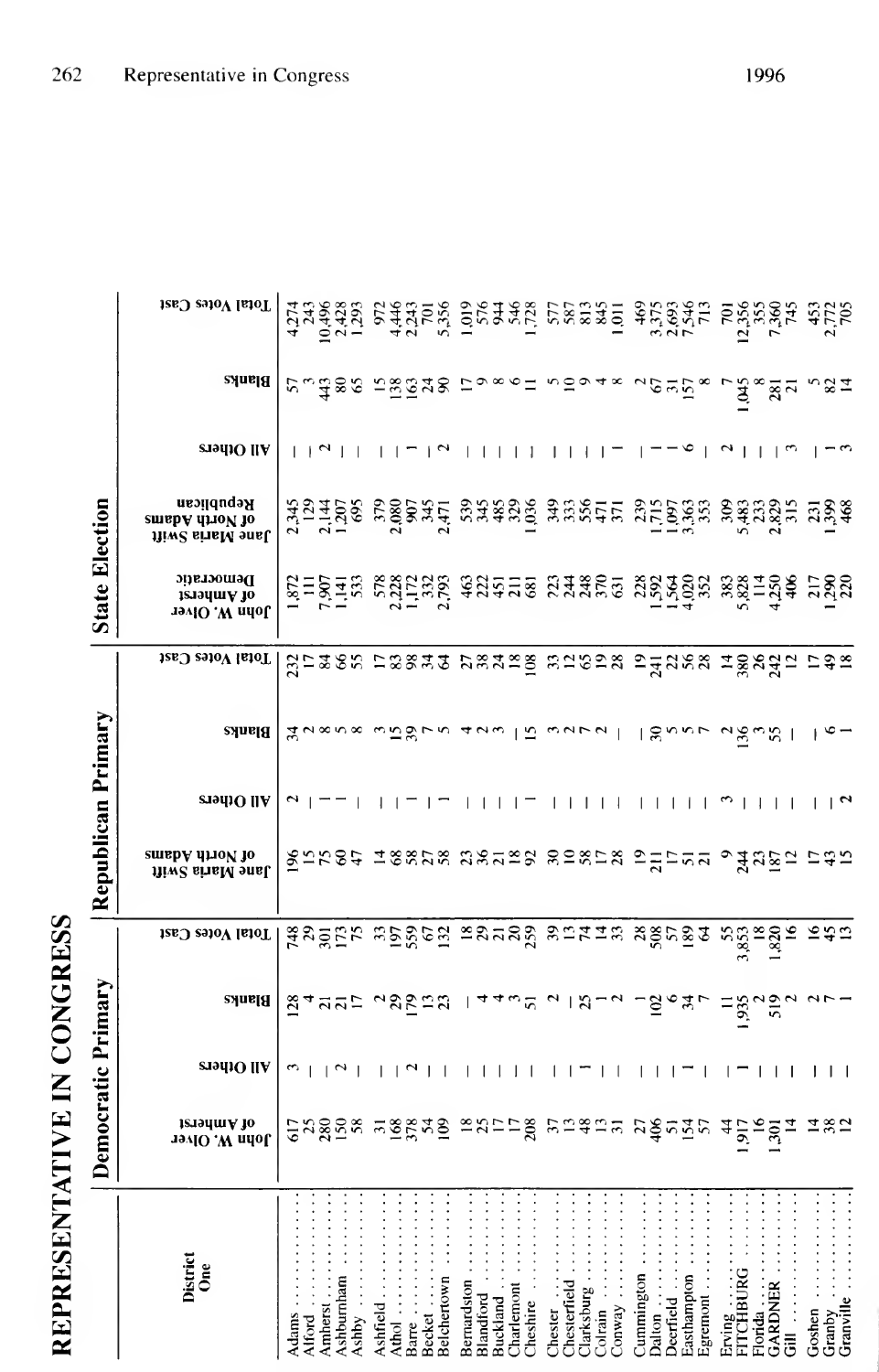# REPRESENTATIVE IN CONGRESS

| District One | Democratic Primary | | | | Republican Primary | | | | State Election | | | | |
|---|---|---|---|---|---|---|---|---|---|---|---|---|---|
| | John W. Olver of Amherst | All Others | Blanks | Total Votes Cast | Jane Maria Swift of North Adams | All Others | Blanks | Total Votes Cast | John W. Olver of Amherst Democratic | Jane Maria Swift of North Adams Republican | All Others | Blanks | Total Votes Cast |
| Adams | 617 | 3 | 128 | 748 | 196 | 2 | 34 | 232 | 1,872 | 2,345 | – | 57 | 4,274 |
| Alford | 25 | – | 4 | 29 | 15 | – | 2 | 17 | 111 | 129 | – | 3 | 243 |
| Amherst | 280 | – | 21 | 301 | 75 | 1 | 8 | 84 | 7,907 | 2,144 | 2 | 443 | 10,496 |
| Ashburnham | 150 | 2 | 21 | 173 | 60 | 1 | 5 | 66 | 1,141 | 1,207 | – | 80 | 2,428 |
| Ashby | 58 | – | 17 | 75 | 47 | – | 8 | 55 | 533 | 695 | – | 65 | 1,293 |
| Ashfield | 31 | – | 2 | 33 | 14 | – | 3 | 17 | 578 | 379 | – | 15 | 972 |
| Athol | 168 | – | 29 | 197 | 68 | – | 15 | 83 | 2,228 | 2,080 | – | 138 | 4,446 |
| Barre | 378 | 2 | 179 | 559 | 58 | 1 | 39 | 98 | 1,172 | 907 | 1 | 163 | 2,243 |
| Becket | 54 | – | 13 | 67 | 27 | – | 7 | 34 | 332 | 345 | – | 24 | 701 |
| Belchertown | 109 | – | 23 | 132 | 58 | 1 | 5 | 64 | 2,793 | 2,471 | 2 | 90 | 5,356 |
| Bernardston | 18 | – | – | 18 | 23 | – | 4 | 27 | 463 | 539 | – | 17 | 1,019 |
| Blandford | 25 | – | 4 | 29 | 36 | – | 2 | 38 | 222 | 345 | – | 9 | 576 |
| Buckland | 17 | – | 4 | 21 | 21 | – | 3 | 24 | 451 | 485 | – | 8 | 944 |
| Charlemont | 17 | – | 3 | 20 | 18 | – | – | 18 | 211 | 329 | – | 6 | 546 |
| Cheshire | 208 | – | 51 | 259 | 92 | 1 | 15 | 108 | 681 | 1,036 | – | 11 | 1,728 |
| Chester | 37 | – | 2 | 39 | 30 | – | 3 | 33 | 223 | 349 | – | 5 | 577 |
| Chesterfield | 13 | – | – | 13 | 10 | – | 2 | 12 | 244 | 333 | – | 10 | 587 |
| Clarksburg | 48 | 1 | 25 | 74 | 58 | – | 7 | 65 | 248 | 556 | – | 9 | 813 |
| Colrain | 13 | – | 1 | 14 | 17 | – | 2 | 19 | 370 | 471 | – | 4 | 845 |
| Conway | 31 | – | 2 | 33 | 28 | – | – | 28 | 631 | 371 | 1 | 8 | 1,011 |
| Cummington | 27 | – | 1 | 28 | 19 | – | – | 19 | 228 | 239 | – | 2 | 469 |
| Dalton | 406 | – | 102 | 508 | 211 | – | 30 | 241 | 1,592 | 1,715 | 1 | 67 | 3,375 |
| Deerfield | 51 | – | 6 | 57 | 17 | – | 5 | 22 | 1,564 | 1,097 | 1 | 31 | 2,693 |
| Easthampton | 154 | 1 | 34 | 189 | 51 | – | 5 | 56 | 4,020 | 3,363 | 6 | 157 | 7,546 |
| Egremont | 57 | – | 7 | 64 | 21 | – | 7 | 28 | 352 | 353 | – | 8 | 713 |
| Erving | 44 | – | 11 | 55 | 9 | 3 | 2 | 14 | 383 | 309 | 2 | 7 | 701 |
| FITCHBURG | 1,917 | 1 | 1,935 | 3,853 | 244 | – | 136 | 380 | 5,828 | 5,483 | – | 1,045 | 12,356 |
| Florida | 16 | – | 2 | 18 | 23 | – | 3 | 26 | 114 | 233 | – | 8 | 355 |
| GARDNER | 1,301 | – | 519 | 1,820 | 187 | – | 55 | 242 | 4,250 | 2,829 | – | 281 | 7,360 |
| Gill | 14 | – | 2 | 16 | 12 | – | – | 12 | 406 | 315 | 3 | 21 | 745 |
| Goshen | 14 | – | 2 | 16 | 17 | – | – | 17 | 217 | 231 | – | 5 | 453 |
| Granby | 38 | – | 7 | 45 | 43 | – | 6 | 49 | 1,290 | 1,399 | 1 | 82 | 2,772 |
| Granville | 12 | – | 1 | 13 | 15 | 2 | 1 | 18 | 220 | 468 | 3 | 14 | 705 |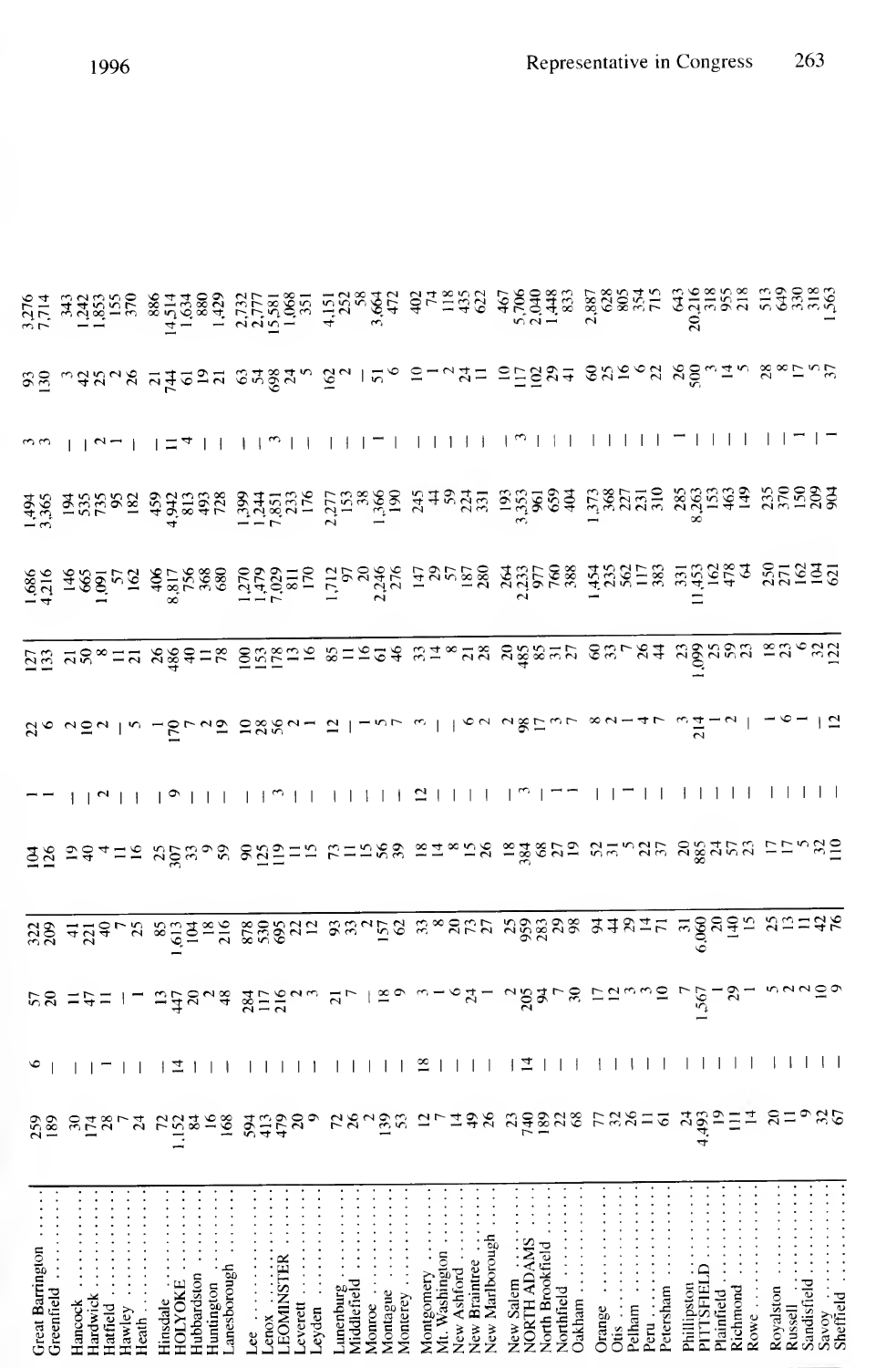| City/Town | | | | | | | | | | | | | |
|---|---|---|---|---|---|---|---|---|---|---|---|---|---|
| Great Barrington | 259 | 6 | 57 | 322 | 104 | 1 | 22 | 127 | 1,686 | 1,494 | 3 | 93 | 3,276 |
| Greenfield | 189 | – | 20 | 209 | 126 | 1 | 6 | 133 | 4,216 | 3,365 | 3 | 130 | 7,714 |
| Hancock | 30 | – | 11 | 41 | 19 | – | 2 | 21 | 146 | 194 | – | 3 | 343 |
| Hardwick | 174 | – | 47 | 221 | 40 | – | 10 | 50 | 665 | 535 | – | 42 | 1,242 |
| Hatfield | 28 | 1 | 11 | 40 | 4 | 2 | 2 | 8 | 1,091 | 735 | 2 | 25 | 1,853 |
| Hawley | 7 | – | 1 | 7 | 11 | – | – | 11 | 57 | 95 | 1 | 2 | 155 |
| Heath | 24 | – | 1 | 25 | 16 | – | 5 | 21 | 162 | 182 | – | 26 | 370 |
| Hinsdale | 72 | – | 13 | 85 | 25 | – | 1 | 26 | 406 | 459 | – | 21 | 886 |
| HOLYOKE | 1,152 | 14 | 447 | 1,613 | 307 | 9 | 170 | 486 | 8,817 | 4,942 | 11 | 744 | 14,514 |
| Hubbardston | 84 | – | 20 | 104 | 33 | – | 7 | 40 | 756 | 813 | 4 | 61 | 1,634 |
| Huntington | 16 | – | 2 | 18 | 9 | – | 2 | 11 | 368 | 493 | – | 19 | 880 |
| Lanesborough | 168 | – | 48 | 216 | 59 | – | 19 | 78 | 680 | 728 | – | 21 | 1,429 |
| Lee | 594 | – | 284 | 878 | 90 | – | 10 | 100 | 1,270 | 1,399 | – | 63 | 2,732 |
| Lenox | 413 | – | 117 | 530 | 125 | – | 28 | 153 | 1,479 | 1,244 | – | 54 | 2,777 |
| LEOMINSTER | 479 | – | 216 | 695 | 119 | 3 | 56 | 178 | 7,029 | 7,851 | 3 | 698 | 15,581 |
| Leverett | 20 | – | 2 | 22 | 11 | – | 2 | 13 | 811 | 233 | – | 24 | 1,068 |
| Leyden | 9 | – | 3 | 12 | 15 | – | 1 | 16 | 170 | 176 | – | 5 | 351 |
| Lunenburg | 72 | – | 21 | 93 | 73 | – | 12 | 85 | 1,712 | 2,277 | – | 162 | 4,151 |
| Middlefield | 26 | – | 7 | 33 | 11 | – | – | 11 | 97 | 153 | – | 2 | 252 |
| Monroe | 2 | – | – | 2 | 15 | – | 1 | 16 | 20 | 38 | – | – | 58 |
| Montague | 139 | – | 18 | 157 | 56 | – | 5 | 61 | 2,246 | 1,366 | 1 | 51 | 3,664 |
| Monterey | 53 | – | 9 | 62 | 39 | – | 7 | 46 | 276 | 190 | – | 6 | 472 |
| Montgomery | 12 | 18 | 3 | 33 | 18 | 12 | 3 | 33 | 147 | 245 | – | 10 | 402 |
| Mt. Washington | 7 | – | 1 | 8 | 14 | – | – | 14 | 29 | 44 | – | 1 | 74 |
| New Ashford | 14 | – | 6 | 20 | 8 | – | – | 8 | 57 | 59 | – | 2 | 118 |
| New Braintree | 49 | – | 24 | 73 | 15 | – | 6 | 21 | 187 | 224 | – | 24 | 435 |
| New Marlborough | 26 | – | 1 | 27 | 26 | – | 2 | 28 | 280 | 331 | – | 11 | 622 |
| New Salem | 23 | – | 2 | 25 | 18 | – | 2 | 20 | 264 | 193 | – | 10 | 467 |
| NORTH ADAMS | 740 | 14 | 205 | 959 | 384 | 3 | 98 | 485 | 2,233 | 3,353 | 3 | 117 | 5,706 |
| North Brookfield | 189 | – | 94 | 283 | 68 | – | 17 | 85 | 977 | 961 | – | 102 | 2,040 |
| Northfield | 22 | – | 7 | 29 | 27 | 1 | 3 | 31 | 760 | 659 | – | 29 | 1,448 |
| Oakham | 68 | – | 30 | 98 | 19 | 1 | 7 | 27 | 388 | 404 | – | 41 | 833 |
| Orange | 77 | – | 17 | 94 | 52 | – | 8 | 60 | 1,454 | 1,373 | – | 60 | 2,887 |
| Otis | 32 | – | 12 | 44 | 31 | – | 2 | 33 | 235 | 368 | – | 25 | 628 |
| Pelham | 26 | – | 3 | 29 | 5 | 1 | 1 | 7 | 562 | 227 | – | 16 | 805 |
| Peru | 11 | – | 3 | 14 | 22 | – | 4 | 26 | 117 | 231 | – | 6 | 354 |
| Petersham | 61 | – | 10 | 71 | 37 | – | 7 | 44 | 383 | 310 | – | 22 | 715 |
| Phillipston | 24 | – | 7 | 31 | 20 | – | 3 | 23 | 331 | 285 | 1 | 26 | 643 |
| PITTSFIELD | 4,493 | – | 1,567 | 6,060 | 885 | – | 214 | 1,099 | 11,453 | 8,263 | – | 500 | 20,216 |
| Plainfield | 19 | – | 1 | 20 | 24 | – | 1 | 25 | 162 | 153 | – | 3 | 318 |
| Richmond | 111 | – | 29 | 140 | 57 | – | 2 | 59 | 478 | 463 | – | 14 | 955 |
| Rowe | 14 | – | 1 | 15 | 23 | – | – | 23 | 64 | 149 | – | 5 | 218 |
| Royalston | 20 | – | 5 | 25 | 17 | – | 1 | 18 | 250 | 235 | – | 28 | 513 |
| Russell | 11 | – | 2 | 13 | 17 | – | 6 | 23 | 271 | 370 | – | 8 | 649 |
| Sandisfield | 9 | – | 2 | 11 | 5 | – | 1 | 6 | 162 | 150 | 1 | 17 | 330 |
| Savoy | 32 | – | 10 | 42 | 32 | – | – | 32 | 104 | 209 | – | 5 | 318 |
| Sheffield | 67 | – | 9 | 76 | 110 | – | 12 | 122 | 621 | 904 | 1 | 37 | 1,563 |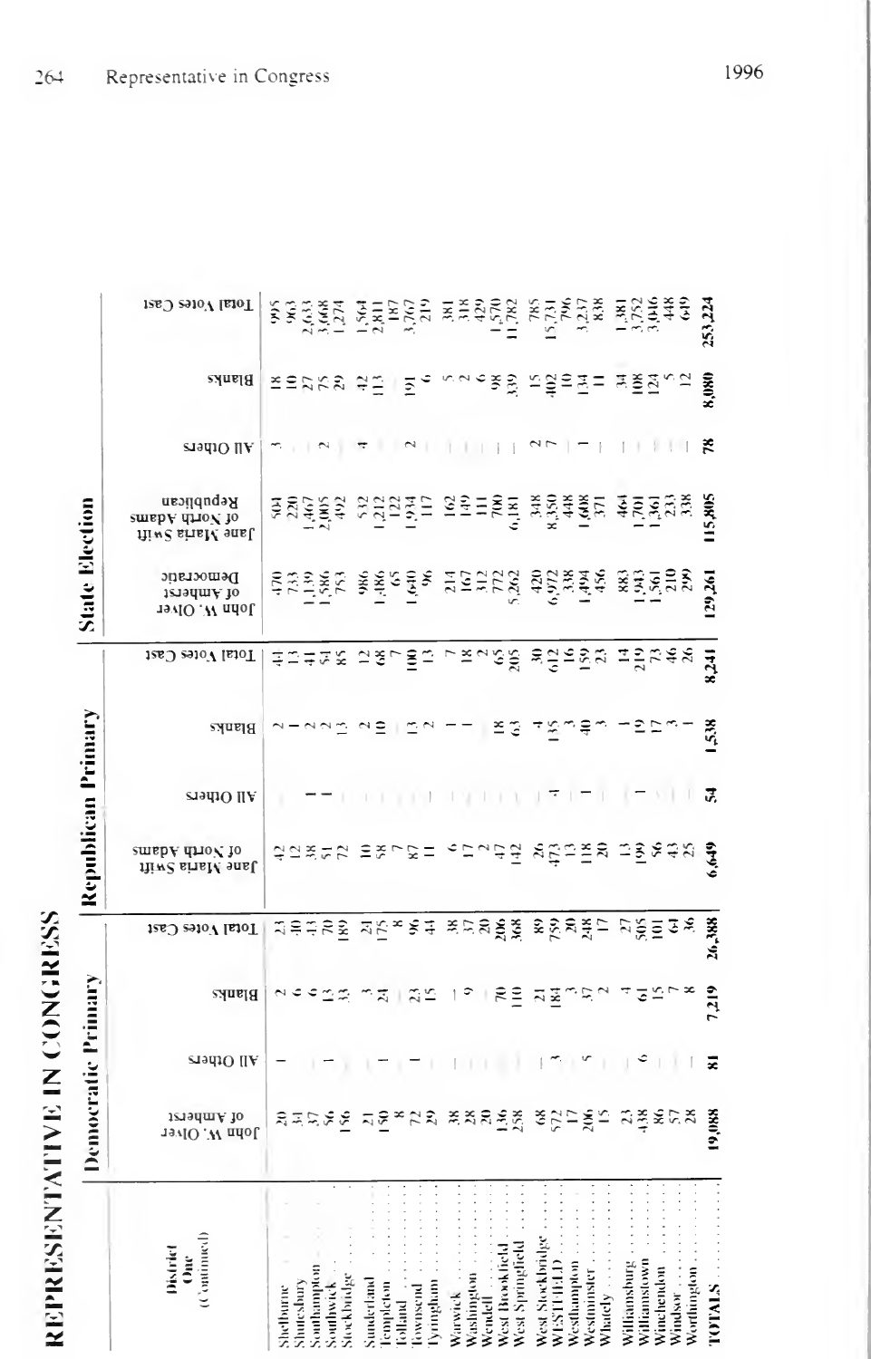# REPRESENTATIVE IN CONGRESS

| District One (Continued) | Democratic Primary | | | | Republican Primary | | | | State Election | | | | |
|---|---|---|---|---|---|---|---|---|---|---|---|---|---|
| | John W. Olver of Amherst | All Others | Blanks | Total Votes Cast | Jane Maria Smith of North Adams | All Others | Blanks | Total Votes Cast | John W. Olver of Amherst Democratic | Jane Maria Smith of North Adams Republican | All Others | Blanks | Total Votes Cast |
| Shelburne | 20 | 1 | 2 | 23 | 42 | - | 2 | 44 | 470 | 504 | 3 | 18 | 995 |
| Shutesbury | 34 | - | 6 | 40 | 12 | - | 1 | 13 | 733 | 220 | - | 10 | 963 |
| Southampton | 37 | - | 6 | 43 | 38 | 1 | 2 | 41 | 1,139 | 1,467 | - | 27 | 2,633 |
| Southwick | 56 | 1 | 13 | 70 | 51 | 1 | 2 | 54 | 1,586 | 2,005 | 2 | 75 | 3,668 |
| Stockbridge | 156 | - | 33 | 189 | 72 | - | 13 | 85 | 753 | 492 | - | 29 | 1,274 |
| Sunderland | 21 | - | 3 | 24 | 10 | - | 2 | 12 | 986 | 532 | 4 | 42 | 1,564 |
| Templeton | 150 | 1 | 24 | 175 | 58 | - | 10 | 68 | 1,486 | 1,212 | - | 113 | 2,811 |
| Tolland | 8 | - | - | 8 | 7 | - | - | 7 | 65 | 122 | - | - | 187 |
| Townsend | 72 | 1 | 23 | 96 | 87 | - | 13 | 100 | 1,640 | 1,934 | 2 | 191 | 3,767 |
| Tyringham | 29 | - | 15 | 44 | 11 | - | 2 | 13 | 96 | 117 | - | 6 | 219 |
| Warwick | 38 | - | - | 38 | 6 | - | 1 | 7 | 214 | 162 | - | 5 | 381 |
| Washington | 28 | - | 9 | 37 | 17 | - | 1 | 18 | 167 | 149 | - | 2 | 318 |
| Wendell | 20 | - | - | 20 | 2 | - | - | 2 | 312 | 111 | - | 6 | 429 |
| West Brookfield | 136 | - | 70 | 206 | 47 | - | 18 | 65 | 772 | 700 | - | 98 | 1,570 |
| West Springfield | 258 | - | 110 | 368 | 142 | - | 63 | 205 | 5,262 | 6,181 | - | 339 | 11,782 |
| West Stockbridge | 68 | - | 21 | 89 | 26 | - | 4 | 30 | 420 | 348 | 2 | 15 | 785 |
| WESTFIELD | 572 | 3 | 184 | 759 | 473 | 4 | 135 | 612 | 6,972 | 8,350 | 7 | 402 | 15,731 |
| Westhampton | 17 | - | 3 | 20 | 13 | - | 3 | 16 | 338 | 448 | - | 10 | 796 |
| Westminster | 206 | 5 | 37 | 248 | 118 | 1 | 40 | 159 | 1,494 | 1,608 | 1 | 134 | 3,237 |
| Whately | 15 | - | 2 | 17 | 20 | - | 3 | 23 | 456 | 371 | - | 11 | 838 |
| Williamsburg | 23 | - | 4 | 27 | 13 | - | 1 | 14 | 883 | 464 | - | 34 | 1,381 |
| Williamstown | 438 | 6 | 61 | 505 | 199 | 1 | 19 | 219 | 1,943 | 1,701 | - | 108 | 3,752 |
| Winchendon | 86 | - | 15 | 101 | 56 | - | 17 | 73 | 1,561 | 1,361 | - | 124 | 3,046 |
| Windsor | 57 | - | 7 | 64 | 43 | - | 3 | 46 | 210 | 233 | - | 5 | 448 |
| Worthington | 28 | - | 8 | 36 | 25 | - | 1 | 26 | 299 | 338 | - | 12 | 649 |
| TOTALS | 19,088 | 81 | 7,219 | 26,388 | 6,649 | 54 | 1,538 | 8,241 | 129,261 | 115,805 | 78 | 8,080 | 253,224 |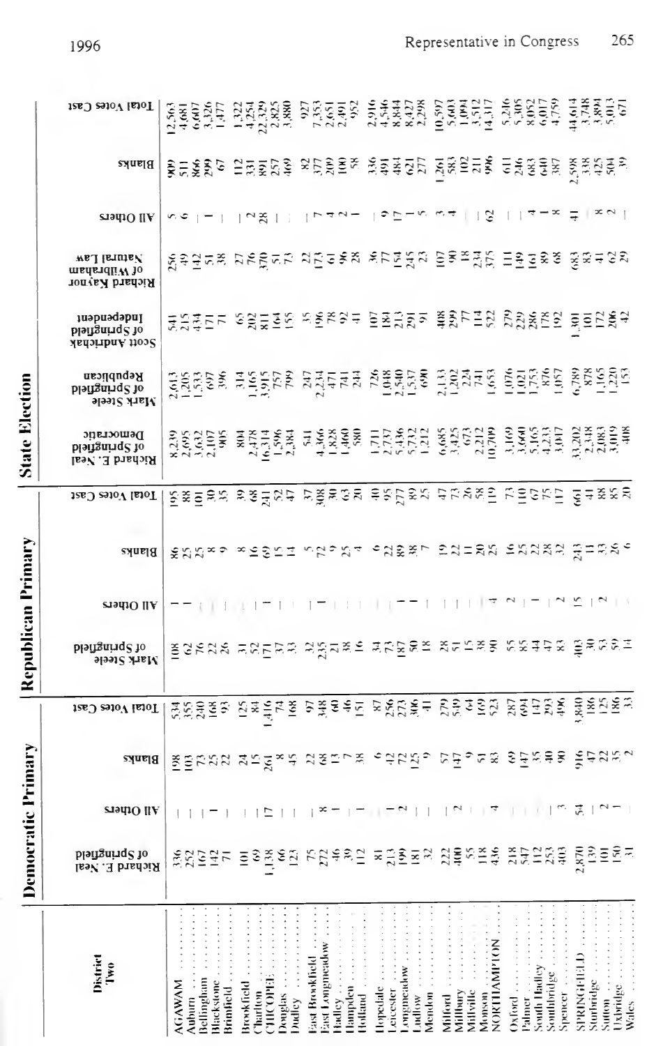| District Two | Democratic Primary | | | | Republican Primary | | | | State Election | | | | | | |
|---|---|---|---|---|---|---|---|---|---|---|---|---|---|---|---|
| | Richard E. Neal of Springfield | All Others | Blanks | Total Votes Cast | Mark Steele of Springfield | All Others | Blanks | Total Votes Cast | Richard E. Neal of Springfield Democratic | Mark Steele of Springfield Republican | Scott Andrichak of Springfield Independent | Richard Kaynor of Wilbraham Natural Law | All Others | Blanks | Total Votes Cast |
| AGAWAM | 336 | — | 198 | 534 | 108 | 1 | 86 | 195 | 8,239 | 2,613 | 541 | 256 | 5 | 909 | 12,563 |
| Auburn | 252 | — | 103 | 355 | 62 | 1 | 25 | 88 | 2,695 | 1,205 | 215 | 49 | 6 | 511 | 4,681 |
| Bellingham | 167 | — | 73 | 240 | 76 | — | 25 | 101 | 3,632 | 1,533 | 434 | 142 | — | 866 | 6,607 |
| Blackstone | 142 | 1 | 25 | 168 | 22 | — | 8 | 30 | 2,107 | 697 | 171 | 51 | 1 | 299 | 3,326 |
| Brimfield | 71 | — | 22 | 93 | 26 | — | 9 | 35 | 905 | 396 | 71 | 38 | — | 67 | 1,477 |
| Brookfield | 101 | — | 24 | 125 | 31 | — | 8 | 39 | 804 | 314 | 65 | 27 | — | 112 | 1,322 |
| Charlton | 69 | — | 15 | 84 | 52 | — | 16 | 68 | 2,478 | 1,165 | 202 | 76 | 2 | 331 | 4,254 |
| CHICOPEE | 1,138 | 17 | 261 | 1,416 | 171 | 1 | 69 | 241 | 16,314 | 3,915 | 811 | 370 | 28 | 891 | 22,329 |
| Douglas | 66 | — | 8 | 74 | 37 | — | 15 | 52 | 1,596 | 757 | 164 | 51 | — | 257 | 2,825 |
| Dudley | 123 | — | 45 | 168 | 33 | — | 14 | 47 | 2,384 | 799 | 155 | 73 | — | 469 | 3,880 |
| East Brookfield | 75 | — | 22 | 97 | 32 | — | 5 | 37 | 541 | 247 | 35 | 22 | — | 82 | 927 |
| East Longmeadow | 272 | 8 | 68 | 348 | 235 | 1 | 72 | 308 | 4,366 | 2,234 | 196 | 173 | 7 | 377 | 7,353 |
| Hadley | 46 | 1 | 13 | 60 | 21 | — | 9 | 30 | 1,828 | 471 | 78 | 61 | 4 | 209 | 2,651 |
| Hampden | 39 | — | 7 | 46 | 38 | — | 25 | 63 | 1,460 | 741 | 92 | 96 | 2 | 100 | 2,491 |
| Holland | 112 | 1 | 38 | 151 | 16 | — | 4 | 20 | 580 | 244 | 41 | 28 | 1 | 58 | 952 |
| Hopedale | 81 | — | 6 | 87 | 34 | — | 6 | 40 | 1,711 | 726 | 107 | 36 | — | 336 | 2,916 |
| Leicester | 213 | 1 | 42 | 256 | 73 | — | 22 | 95 | 2,737 | 1,048 | 184 | 77 | 9 | 491 | 4,546 |
| Longmeadow | 199 | 2 | 72 | 273 | 187 | 1 | 89 | 277 | 5,436 | 2,540 | 213 | 154 | 17 | 484 | 8,844 |
| Ludlow | 181 | — | 125 | 306 | 50 | 1 | 38 | 89 | 5,732 | 1,537 | 291 | 245 | 1 | 621 | 8,427 |
| Mendon | 32 | — | 9 | 41 | 18 | — | 7 | 25 | 1,212 | 690 | 91 | 23 | 5 | 277 | 2,298 |
| Milford | 222 | — | 57 | 279 | 28 | — | 19 | 47 | 6,685 | 2,133 | 408 | 107 | 3 | 1,261 | 10,597 |
| Millbury | 400 | 2 | 147 | 549 | 51 | — | 22 | 73 | 3,425 | 1,202 | 299 | 90 | 4 | 583 | 5,603 |
| Millville | 55 | — | 9 | 64 | 15 | — | 11 | 26 | 673 | 224 | 77 | 18 | — | 102 | 1,094 |
| Monson | 118 | — | 51 | 169 | 38 | — | 20 | 58 | 2,212 | 741 | 114 | 234 | — | 211 | 3,512 |
| NORTHAMPTON | 436 | 4 | 83 | 523 | 90 | 4 | 25 | 119 | 10,709 | 1,653 | 522 | 375 | 62 | 996 | 14,317 |
| Oxford | 218 | — | 69 | 287 | 55 | 2 | 16 | 73 | 3,169 | 1,076 | 279 | 111 | — | 611 | 5,246 |
| Palmer | 547 | — | 147 | 694 | 85 | — | 25 | 110 | 3,660 | 1,021 | 229 | 149 | — | 246 | 5,305 |
| South Hadley | 112 | — | 35 | 147 | 44 | 1 | 22 | 67 | 5,165 | 1,753 | 286 | 161 | 4 | 683 | 8,052 |
| Southbridge | 253 | — | 40 | 293 | 47 | — | 28 | 75 | 4,233 | 876 | 178 | 89 | 1 | 640 | 6,017 |
| Spencer | 403 | 3 | 90 | 496 | 83 | 2 | 32 | 117 | 3,017 | 1,057 | 192 | 68 | 8 | 387 | 4,759 |
| SPRINGFIELD | 2,870 | 54 | 916 | 3,840 | 403 | 15 | 243 | 661 | 33,202 | 6,789 | 1,301 | 683 | 41 | 2,598 | 44,614 |
| Sturbridge | 139 | — | 47 | 186 | 30 | — | 11 | 41 | 2,348 | 878 | 101 | 83 | — | 338 | 3,748 |
| Sutton | 101 | 2 | 22 | 125 | 53 | 2 | 33 | 88 | 2,083 | 1,165 | 172 | 41 | 8 | 425 | 3,894 |
| Uxbridge | 150 | 1 | 35 | 186 | 59 | — | 26 | 85 | 3,019 | 1,220 | 206 | 62 | 2 | 504 | 5,013 |
| Wales | 31 | — | 2 | 33 | 14 | — | 6 | 20 | 408 | 153 | 42 | 29 | — | 39 | 671 |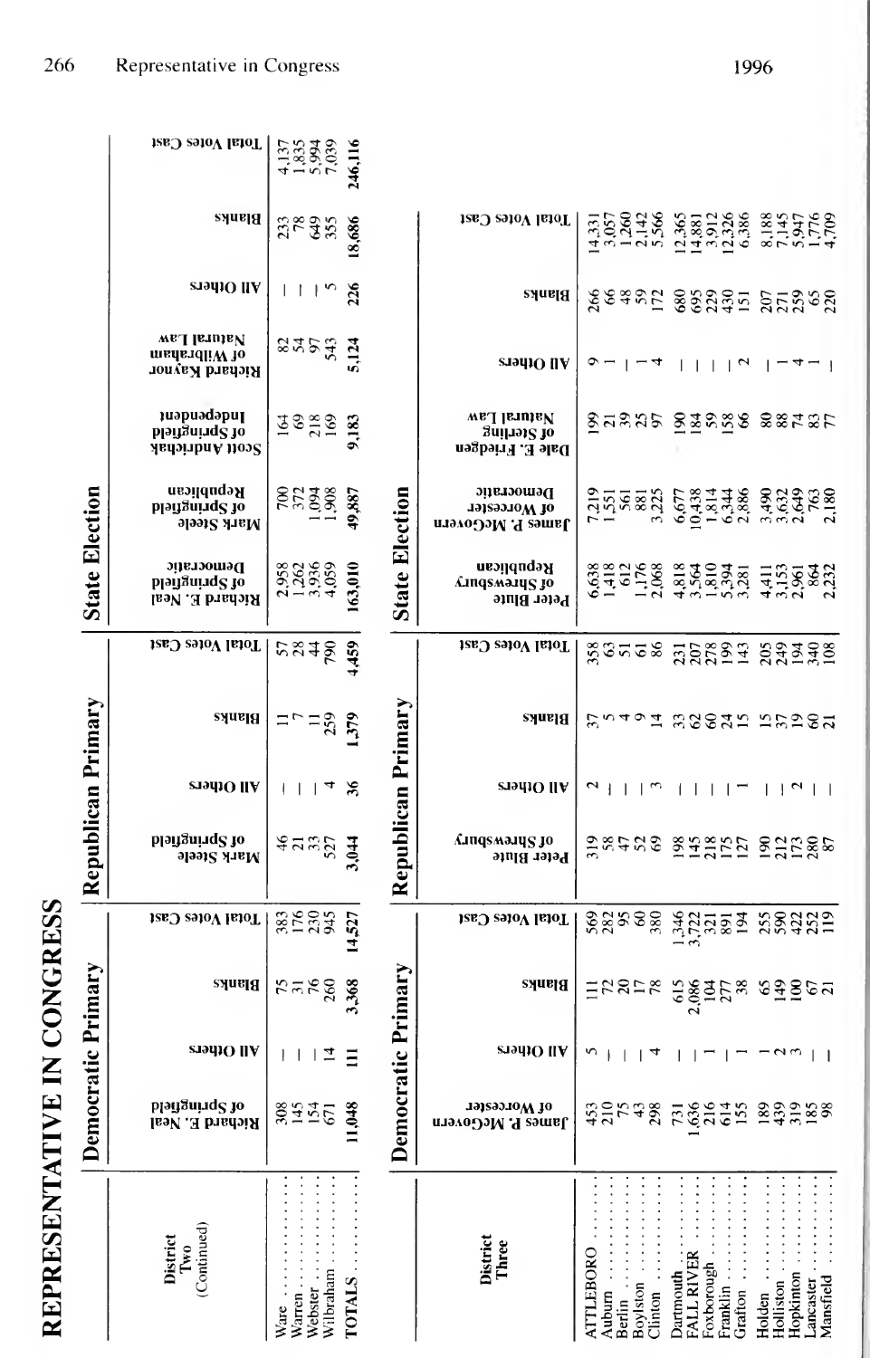# REPRESENTATIVE IN CONGRESS

| District Two (Continued) | Democratic Primary | | | | Republican Primary | | | | State Election | | | | | | |
|---|---|---|---|---|---|---|---|---|---|---|---|---|---|---|---|
| | Richard E. Neal of Springfield | All Others | Blanks | Total Votes Cast | Mark Steele of Springfield | All Others | Blanks | Total Votes Cast | Richard E. Neal of Springfield Democratic | Mark Steele of Springfield Republican | Scott Andrichak of Springfield Independent | Richard Kaynor of Wilbraham Natural Law | All Others | Blanks | Total Votes Cast |
| Ware | 308 | — | 75 | 383 | 46 | — | 11 | 57 | 2,958 | 700 | 164 | 82 | — | 233 | 4,137 |
| Warren | 145 | — | 31 | 176 | 21 | — | 7 | 28 | 1,262 | 372 | 69 | 54 | — | 78 | 1,835 |
| Webster | 154 | — | 76 | 230 | 33 | — | 11 | 44 | 3,936 | 1,094 | 218 | 97 | — | 649 | 5,994 |
| Wilbraham | 671 | 14 | 260 | 945 | 527 | 4 | 259 | 790 | 4,059 | 1,908 | 169 | 543 | 5 | 355 | 7,039 |
| TOTALS | 11,048 | 111 | 3,368 | 14,527 | 3,044 | 36 | 1,379 | 4,459 | 163,010 | 49,887 | 9,183 | 5,124 | 226 | 18,686 | 246,116 |

| District Three | Democratic Primary | | | | Republican Primary | | | | State Election | | | | | |
|---|---|---|---|---|---|---|---|---|---|---|---|---|---|---|
| | James P. McGovern of Worcester | All Others | Blanks | Total Votes Cast | Peter Blute of Shrewsbury | All Others | Blanks | Total Votes Cast | Peter Blute of Shrewsbury Republican | James P. McGovern of Worcester Democratic | Dale E. Friedgen of Sterling Natural Law | All Others | Blanks | Total Votes Cast |
| ATTLEBORO | 453 | 5 | 111 | 569 | 319 | 2 | 37 | 358 | 6,638 | 7,219 | 199 | 9 | 266 | 14,331 |
| Auburn | 210 | — | 72 | 282 | 58 | — | 5 | 63 | 1,418 | 1,551 | 21 | 1 | 66 | 3,057 |
| Berlin | 75 | — | 20 | 95 | 47 | — | 4 | 51 | 612 | 561 | 39 | — | 48 | 1,260 |
| Boylston | 43 | — | 17 | 60 | 52 | — | 9 | 61 | 1,176 | 881 | 25 | 1 | 59 | 2,142 |
| Clinton | 298 | 4 | 78 | 380 | 69 | 3 | 14 | 86 | 2,068 | 3,225 | 97 | 4 | 172 | 5,566 |
| Dartmouth | 731 | — | 615 | 1,346 | 198 | — | 33 | 231 | 4,818 | 6,677 | 190 | — | 680 | 12,365 |
| FALL RIVER | 1,636 | — | 2,086 | 3,722 | 145 | — | 62 | 207 | 3,564 | 10,438 | 184 | — | 695 | 14,881 |
| Foxborough | 216 | 1 | 104 | 321 | 218 | — | 60 | 278 | 1,810 | 1,814 | 59 | — | 229 | 3,912 |
| Franklin | 614 | — | 277 | 891 | 175 | — | 24 | 199 | 5,394 | 6,344 | 158 | — | 430 | 12,326 |
| Grafton | 155 | 1 | 38 | 194 | 127 | 1 | 15 | 143 | 3,281 | 2,886 | 66 | 2 | 151 | 6,386 |
| Holden | 189 | 1 | 65 | 255 | 190 | — | 15 | 205 | 4,411 | 3,490 | 80 | — | 207 | 8,188 |
| Holliston | 439 | 2 | 149 | 590 | 212 | — | 37 | 249 | 3,153 | 3,632 | 88 | 1 | 271 | 7,145 |
| Hopkinton | 319 | 3 | 100 | 422 | 173 | 2 | 19 | 194 | 2,961 | 2,649 | 74 | 4 | 259 | 5,947 |
| Lancaster | 185 | — | 67 | 252 | 280 | — | 60 | 340 | 864 | 763 | 83 | 1 | 65 | 1,776 |
| Mansfield | 98 | — | 21 | 119 | 87 | — | 21 | 108 | 2,232 | 2,180 | 77 | — | 220 | 4,709 |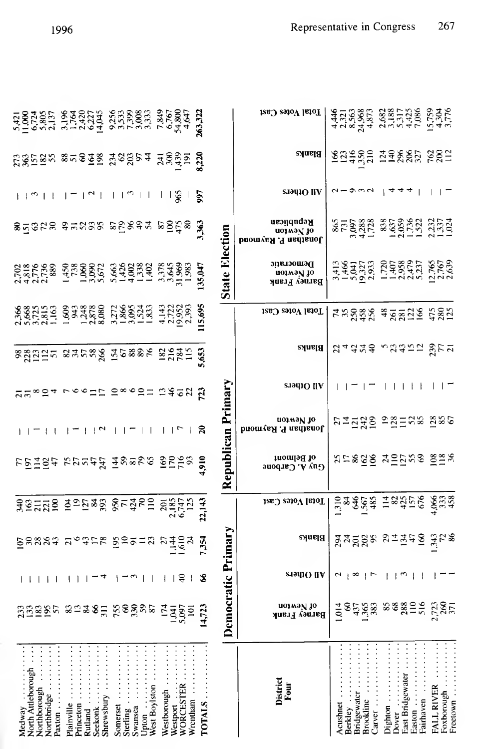|  |  |  |  |  |  |  |  |  |  |  |  |  |  |  |
|---|---|---|---|---|---|---|---|---|---|---|---|---|---|---|
| Medway | 233 | — | 107 | 340 | 77 | — | 21 | 98 | 2,366 | 2,702 | 80 | — | 273 | 5,421 |
| North Attleborough | 133 | — | 30 | 163 | 197 | — | 31 | 228 | 5,668 | 4,818 | 151 | — | 363 | 11,000 |
| Northborough | 183 | — | 28 | 211 | 114 | 1 | 8 | 123 | 3,725 | 2,776 | 63 | 3 | 157 | 6,724 |
| Northbridge | 195 | — | 26 | 221 | 102 | — | 10 | 112 | 2,815 | 2,736 | 72 | — | 182 | 5,805 |
| Paxton | 57 | — | 43 | 100 | 47 | — | 4 | 51 | 1,163 | 889 | 30 | — | 55 | 2,137 |
| Plainville | 83 | — | 21 | 104 | 75 | — | 7 | 82 | 1,609 | 1,450 | 49 | — | 88 | 3,196 |
| Princeton | 13 | — | 6 | 19 | 27 | 1 | 6 | 34 | 943 | 738 | 31 | 1 | 51 | 1,764 |
| Rutland | 84 | — | 43 | 127 | 51 | — | 6 | 57 | 1,248 | 1,060 | 52 | — | 60 | 2,420 |
| Seekonk | 66 | 1 | 17 | 84 | 47 | — | 11 | 58 | 2,878 | 3,090 | 93 | 2 | 164 | 6,227 |
| Shrewsbury | 311 | 4 | 78 | 393 | 247 | 2 | 17 | 266 | 8,080 | 5,672 | 95 | — | 198 | 14,045 |
| Somerset | 755 | — | 195 | 950 | 144 | — | 10 | 154 | 3,272 | 5,663 | 87 | — | 234 | 9,256 |
| Sterling | 60 | 1 | 10 | 71 | 59 | — | 8 | 67 | 1,866 | 1,426 | 179 | — | 62 | 3,533 |
| Swansea | 330 | 3 | 91 | 424 | 81 | 1 | 6 | 88 | 3,095 | 4,002 | 96 | 3 | 203 | 7,399 |
| Upton | 59 | — | 11 | 70 | 79 | — | 10 | 89 | 1,524 | 1,338 | 49 | — | 97 | 3,008 |
| West Boylston | 87 | — | 23 | 110 | 65 | — | 11 | 76 | 1,833 | 1,402 | 54 | — | 44 | 3,333 |
| Westborough | 174 | — | 27 | 201 | 169 | — | 13 | 182 | 4,143 | 3,378 | 87 | — | 241 | 7,849 |
| Westport | 1,041 | — | 1,144 | 2,185 | 170 | — | 46 | 216 | 2,722 | 3,645 | 100 | — | 300 | 6,767 |
| WORCESTER | 5,097 | 40 | 1,610 | 6,747 | 716 | 7 | 61 | 784 | 19,952 | 31,969 | 475 | 965 | 1,439 | 54,800 |
| Wrentham | 101 | — | 24 | 125 | 93 | — | 22 | 115 | 2,393 | 1,983 | 80 | — | 191 | 4,647 |
| TOTALS | 14,723 | 66 | 7,354 | 22,143 | 4,910 | 20 | 723 | 5,653 | 115,695 | 135,047 | 3,363 | 997 | 8,220 | 263,322 |

| District Four | Democratic Primary | | | | Republican Primary | | | | | State Election | | | | |
|---|---|---|---|---|---|---|---|---|---|---|---|---|---|---|
| | Barney Frank of Newton | All Others | Blanks | Total Votes Cast | Guy A. Carbone of Belmont | Jonathan P. Raymond of Newton | All Others | Blanks | Total Votes Cast | Barney Frank of Newton Democratic | Jonathan P. Raymond of Newton Republican | All Others | Blanks | Total Votes Cast |
| Acushnet | 1,014 | 2 | 294 | 1,310 | 25 | 27 | — | 22 | 74 | 3,413 | 865 | 2 | 166 | 4,446 |
| Berkley | 60 | — | 24 | 84 | 17 | 14 | — | 4 | 35 | 1,466 | 731 | 1 | 123 | 2,321 |
| Bridgewater | 437 | 8 | 201 | 646 | 86 | 121 | 1 | 42 | 250 | 5,041 | 3,097 | 9 | 416 | 8,563 |
| Brookline | 1,365 | — | 202 | 1,567 | 162 | 242 | — | 54 | 458 | 19,327 | 4,288 | 3 | 1,350 | 24,968 |
| Carver | 383 | 7 | 95 | 485 | 106 | 109 | 1 | 40 | 256 | 2,933 | 1,728 | 2 | 210 | 4,873 |
| Dighton | 85 | — | 29 | 114 | 24 | 19 | — | 5 | 48 | 1,720 | 838 | — | 124 | 2,682 |
| Dover | 68 | — | 14 | 82 | 110 | 128 | — | 23 | 261 | 1,407 | 1,637 | 4 | 140 | 3,188 |
| East Bridgewater | 288 | 3 | 134 | 425 | 127 | 111 | — | 43 | 281 | 2,958 | 2,059 | 4 | 296 | 5,317 |
| Easton | 110 | — | 47 | 157 | 55 | 52 | — | 15 | 122 | 2,479 | 1,736 | 4 | 206 | 4,425 |
| Fairhaven | 516 | — | 160 | 676 | 69 | 85 | — | 12 | 166 | 5,237 | 1,522 | — | 327 | 7,086 |
| FALL RIVER | 2,723 | — | 1,343 | 4,066 | 108 | 128 | — | 239 | 475 | 12,765 | 2,232 | — | 762 | 15,759 |
| Foxborough | 260 | 1 | 72 | 333 | 118 | 85 | — | 77 | 280 | 2,767 | 1,337 | — | 200 | 4,304 |
| Freetown | 371 | 1 | 86 | 458 | 36 | 67 | 1 | 21 | 125 | 2,639 | 1,024 | 1 | 112 | 3,776 |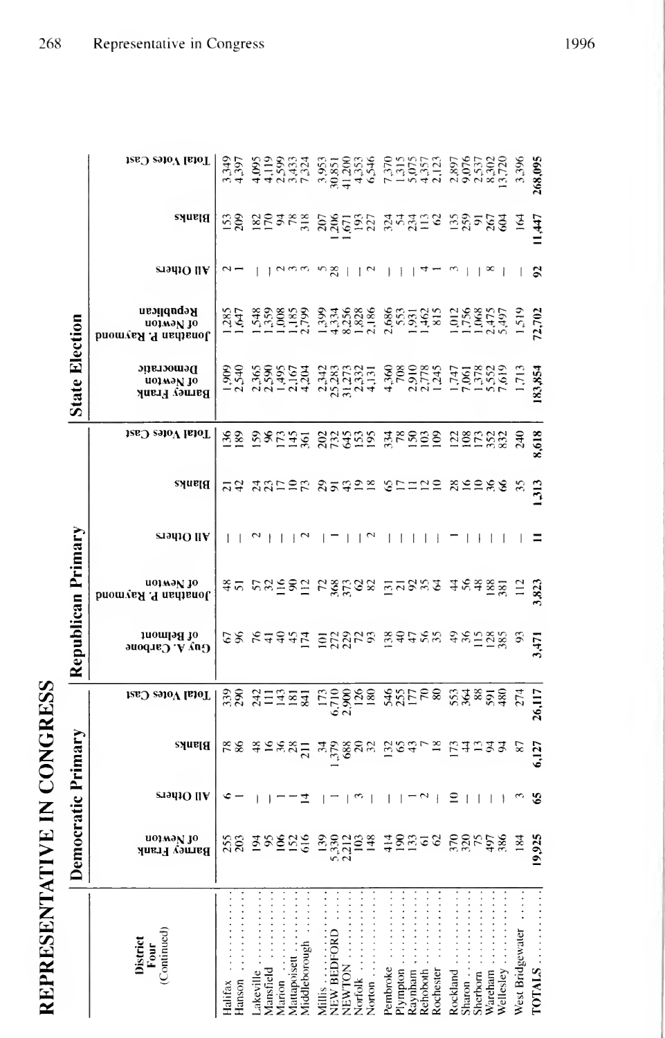# REPRESENTATIVE IN CONGRESS

| District Four (Continued) | Democratic Primary | | | | Republican Primary | | | | | State Election | | | | |
|---|---|---|---|---|---|---|---|---|---|---|---|---|---|---|
| | Barney Frank of Newton | All Others | Blanks | Total Votes Cast | Guy A. Carbone of Belmont | Jonathan P. Raymond of Newton | All Others | Blanks | Total Votes Cast | Barney Frank Democratic of Newton | Jonathan P. Raymond Republican of Newton | All Others | Blanks | Total Votes Cast |
| Halifax | 255 | 6 | 78 | 339 | 67 | 48 | – | 21 | 136 | 1,909 | 1,285 | 2 | 153 | 3,349 |
| Hanson | 203 | 1 | 86 | 290 | 96 | 51 | – | 42 | 189 | 2,540 | 1,647 | 1 | 209 | 4,397 |
| Lakeville | 194 | – | 48 | 242 | 76 | 57 | 2 | 24 | 159 | 2,365 | 1,548 | – | 182 | 4,095 |
| Mansfield | 95 | – | 16 | 111 | 41 | 32 | – | 23 | 96 | 2,590 | 1,359 | – | 170 | 4,119 |
| Marion | 106 | 1 | 36 | 143 | 40 | 116 | – | 17 | 173 | 1,495 | 1,008 | 2 | 94 | 2,599 |
| Mattapoisett | 152 | 1 | 28 | 181 | 45 | 90 | – | 10 | 145 | 2,167 | 1,185 | 3 | 78 | 3,433 |
| Middleborough | 616 | 14 | 211 | 841 | 174 | 112 | 2 | 73 | 361 | 4,204 | 2,799 | 3 | 318 | 7,324 |
| Millis | 139 | – | 34 | 173 | 101 | 72 | – | 29 | 202 | 2,342 | 1,399 | 5 | 207 | 3,953 |
| NEW BEDFORD | 5,330 | 1 | 1,379 | 6,710 | 272 | 368 | 1 | 91 | 732 | 25,283 | 4,334 | 28 | 1,206 | 30,851 |
| NEWTON | 2,212 | – | 688 | 2,900 | 229 | 373 | – | 43 | 645 | 31,273 | 8,256 | – | 1,671 | 41,200 |
| Norfolk | 103 | 3 | 20 | 126 | 72 | 62 | – | 19 | 153 | 2,332 | 1,828 | – | 193 | 4,353 |
| Norton | 148 | – | 32 | 180 | 93 | 82 | 2 | 18 | 195 | 4,131 | 2,186 | 2 | 227 | 6,546 |
| Pembroke | 414 | – | 132 | 546 | 138 | 131 | – | 65 | 334 | 4,360 | 2,686 | – | 324 | 7,370 |
| Plympton | 190 | – | 65 | 255 | 40 | 21 | – | 17 | 78 | 708 | 553 | – | 54 | 1,315 |
| Raynham | 133 | 1 | 43 | 177 | 47 | 92 | – | 11 | 150 | 2,910 | 1,931 | – | 234 | 5,075 |
| Rehoboth | 61 | 2 | 7 | 70 | 56 | 35 | – | 12 | 103 | 2,778 | 1,462 | 4 | 113 | 4,357 |
| Rochester | 62 | – | 18 | 80 | 35 | 64 | – | 10 | 109 | 1,245 | 815 | 1 | 62 | 2,123 |
| Rockland | 370 | 10 | 173 | 553 | 49 | 44 | 1 | 28 | 122 | 1,747 | 1,012 | 3 | 135 | 2,897 |
| Sharon | 320 | – | 44 | 364 | 36 | 56 | – | 16 | 108 | 7,061 | 1,756 | – | 259 | 9,076 |
| Sherborn | 75 | – | 13 | 88 | 115 | 48 | – | 10 | 173 | 1,378 | 1,068 | – | 91 | 2,537 |
| Wareham | 497 | – | 94 | 591 | 128 | 188 | – | 36 | 352 | 5,552 | 2,475 | 8 | 267 | 8,302 |
| Wellesley | 386 | – | 94 | 480 | 385 | 381 | – | 66 | 832 | 7,619 | 5,497 | – | 604 | 13,720 |
| West Bridgewater | 184 | 3 | 87 | 274 | 93 | 112 | – | 35 | 240 | 1,713 | 1,519 | – | 164 | 3,396 |
| TOTALS | 19,925 | 65 | 6,127 | 26,117 | 3,471 | 3,823 | 11 | 1,313 | 8,618 | 183,854 | 72,702 | 92 | 11,447 | 268,095 |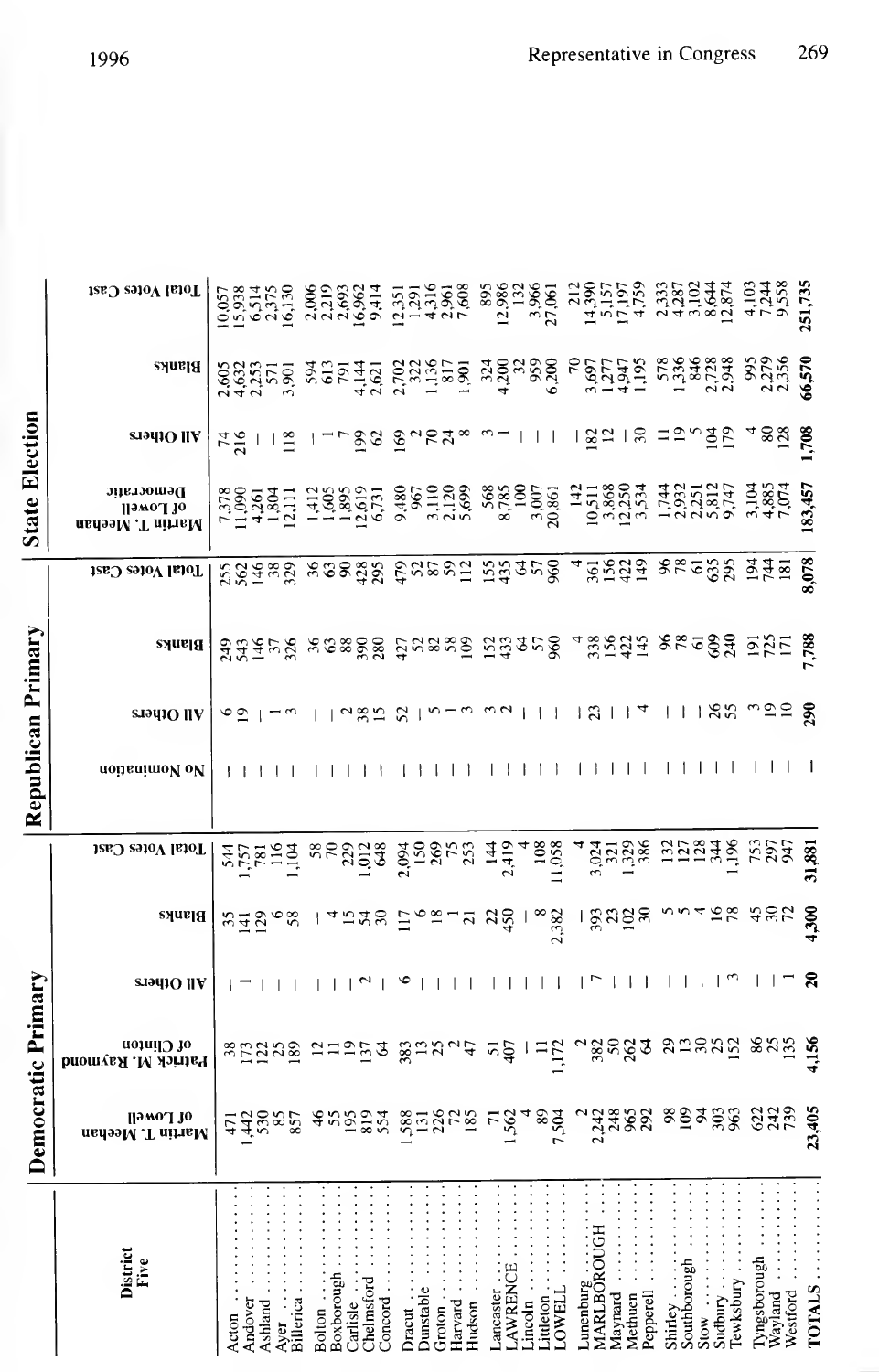| District Five | Democratic Primary | | | | | Republican Primary | | | | State Election | | | |
|---|---|---|---|---|---|---|---|---|---|---|---|---|---|
| | Martin T. Meehan of Lowell | Patrick M. Raymond of Clinton | All Others | Blanks | Total Votes Cast | No Nomination | All Others | Blanks | Total Votes Cast | Martin T. Meehan of Lowell Democratic | All Others | Blanks | Total Votes Cast |
| Acton | 471 | 38 | — | 35 | 544 | — | 6 | 249 | 255 | 7,378 | 74 | 2,605 | 10,057 |
| Andover | 1,442 | 173 | 1 | 141 | 1,757 | — | 19 | 543 | 562 | 11,090 | 216 | 4,632 | 15,938 |
| Ashland | 530 | 122 | — | 129 | 781 | — | — | 146 | 146 | 4,261 | — | 2,253 | 6,514 |
| Ayer | 85 | 25 | — | 6 | 116 | — | 1 | 37 | 38 | 1,804 | — | 571 | 2,375 |
| Billerica | 857 | 189 | — | 58 | 1,104 | — | 3 | 326 | 329 | 12,111 | 118 | 3,901 | 16,130 |
| Bolton | 46 | 12 | — | — | 58 | — | — | 36 | 36 | 1,412 | — | 594 | 2,006 |
| Boxborough | 55 | 11 | — | 4 | 70 | — | — | 63 | 63 | 1,605 | 1 | 613 | 2,219 |
| Carlisle | 195 | 19 | — | 15 | 229 | — | 2 | 88 | 90 | 1,895 | 7 | 791 | 2,693 |
| Chelmsford | 819 | 137 | 2 | 54 | 1,012 | — | 38 | 390 | 428 | 12,619 | 199 | 4,144 | 16,962 |
| Concord | 554 | 64 | — | 30 | 648 | — | 15 | 280 | 295 | 6,731 | 62 | 2,621 | 9,414 |
| Dracut | 1,588 | 383 | 6 | 117 | 2,094 | — | 52 | 427 | 479 | 9,480 | 169 | 2,702 | 12,351 |
| Dunstable | 131 | 13 | — | 6 | 150 | — | — | 52 | 52 | 967 | 2 | 322 | 1,291 |
| Groton | 226 | 25 | — | 18 | 269 | — | 5 | 82 | 87 | 3,110 | 70 | 1,136 | 4,316 |
| Harvard | 72 | 2 | — | 1 | 75 | — | 1 | 58 | 59 | 2,120 | 24 | 817 | 2,961 |
| Hudson | 185 | 47 | — | 21 | 253 | — | 3 | 109 | 112 | 5,699 | 8 | 1,901 | 7,608 |
| Lancaster | 71 | 51 | — | 22 | 144 | — | 3 | 152 | 155 | 568 | 3 | 324 | 895 |
| LAWRENCE | 1,562 | 407 | — | 450 | 2,419 | — | 2 | 433 | 435 | 8,785 | 1 | 4,200 | 12,986 |
| Lincoln | 4 | — | — | — | 4 | — | — | 64 | 64 | 100 | — | 32 | 132 |
| Littleton | 89 | 11 | — | 8 | 108 | — | — | 57 | 57 | 3,007 | — | 959 | 3,966 |
| LOWELL | 7,504 | 1,172 | — | 2,382 | 11,058 | — | — | 960 | 960 | 20,861 | — | 6,200 | 27,061 |
| Lunenburg | 2 | 2 | — | — | 4 | — | — | 4 | 4 | 142 | — | 70 | 212 |
| MARLBOROUGH | 2,242 | 382 | 7 | 393 | 3,024 | — | 23 | 338 | 361 | 10,511 | 182 | 3,697 | 14,390 |
| Maynard | 248 | 50 | — | 23 | 321 | — | — | 156 | 156 | 3,868 | 12 | 1,277 | 5,157 |
| Methuen | 965 | 262 | — | 102 | 1,329 | — | — | 422 | 422 | 12,250 | — | 4,947 | 17,197 |
| Pepperell | 292 | 64 | — | 30 | 386 | — | 4 | 145 | 149 | 3,534 | 30 | 1,195 | 4,759 |
| Shirley | 98 | 29 | — | 5 | 132 | — | — | 96 | 96 | 1,744 | 11 | 578 | 2,333 |
| Southborough | 109 | 13 | — | 5 | 127 | — | — | 78 | 78 | 2,932 | 19 | 1,336 | 4,287 |
| Stow | 94 | 30 | — | 4 | 128 | — | — | 61 | 61 | 2,251 | 5 | 846 | 3,102 |
| Sudbury | 303 | 25 | — | 16 | 344 | — | 26 | 609 | 635 | 5,812 | 104 | 2,728 | 8,644 |
| Tewksbury | 963 | 152 | 3 | 78 | 1,196 | — | 55 | 240 | 295 | 9,747 | 179 | 2,948 | 12,874 |
| Tyngsborough | 622 | 86 | — | 45 | 753 | — | 3 | 191 | 194 | 3,104 | 4 | 995 | 4,103 |
| Wayland | 242 | 25 | — | 30 | 297 | — | 19 | 725 | 744 | 4,885 | 80 | 2,279 | 7,244 |
| Westford | 739 | 135 | 1 | 72 | 947 | — | 10 | 171 | 181 | 7,074 | 128 | 2,356 | 9,558 |
| TOTALS | 23,405 | 4,156 | 20 | 4,300 | 31,881 | — | 290 | 7,788 | 8,078 | 183,457 | 1,708 | 66,570 | 251,735 |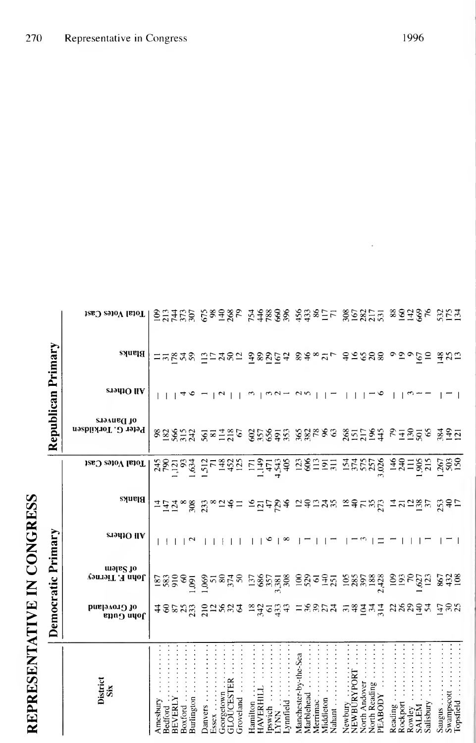# REPRESENTATIVE IN CONGRESS

| District Six | Democratic Primary | | | | | Republican Primary | | | |
|---|---|---|---|---|---|---|---|---|---|
| | John Gutta of Groveland | John F. Tierney of Salem | All Others | Blanks | Total Votes Cast | Peter G. Torkildsen of Danvers | All Others | Blanks | Total Votes Cast |
| Amesbury | 44 | 187 | – | 14 | 245 | 98 | – | 11 | 109 |
| Bedford | 60 | 583 | – | 147 | 790 | 182 | – | 31 | 213 |
| BEVERLY | 87 | 910 | – | 124 | 1,121 | 566 | – | 178 | 744 |
| Boxford | 25 | 60 | – | 8 | 93 | 315 | 4 | 54 | 373 |
| Burlington | 233 | 1,091 | 2 | 308 | 1,634 | 242 | 6 | 59 | 307 |
| Danvers | 210 | 1,069 | – | 233 | 1,512 | 561 | 1 | 113 | 675 |
| Essex | 12 | 51 | – | 8 | 71 | 81 | – | 17 | 98 |
| Georgetown | 56 | 80 | – | 12 | 148 | 114 | 2 | 24 | 140 |
| GLOUCESTER | 32 | 374 | – | 46 | 452 | 218 | – | 50 | 268 |
| Groveland | 64 | 50 | – | 11 | 125 | 67 | – | 12 | 79 |
| Hamilton | 18 | 137 | – | 16 | 171 | 602 | 3 | 149 | 754 |
| HAVERHILL | 342 | 686 | – | 121 | 1,149 | 357 | – | 89 | 446 |
| Ipswich | 61 | 357 | 6 | 47 | 471 | 656 | 3 | 129 | 788 |
| LYNN | 433 | 3,381 | – | 729 | 4,543 | 491 | 2 | 167 | 660 |
| Lynnfield | 43 | 308 | 8 | 46 | 405 | 353 | 1 | 42 | 396 |
| Manchester-by-the-Sea | 11 | 100 | – | 12 | 123 | 365 | 2 | 89 | 456 |
| Marblehead | 36 | 529 | 1 | 40 | 606 | 382 | 5 | 46 | 433 |
| Merrimac | 39 | 61 | – | 13 | 113 | 78 | – | 8 | 86 |
| Middleton | 27 | 140 | – | 24 | 191 | 96 | – | 21 | 117 |
| Nahant | 24 | 251 | 1 | 35 | 311 | 63 | 1 | 7 | 71 |
| Newbury | 31 | 105 | – | 18 | 154 | 268 | – | 40 | 308 |
| NEWBURYPORT | 48 | 285 | 1 | 40 | 374 | 151 | – | 16 | 167 |
| North Andover | 104 | 397 | 3 | 71 | 575 | 217 | – | 65 | 282 |
| North Reading | 34 | 188 | – | 35 | 257 | 196 | 1 | 20 | 217 |
| PEABODY | 314 | 2,428 | 11 | 273 | 3,026 | 445 | 6 | 80 | 531 |
| Reading | 22 | 109 | 1 | 14 | 146 | 79 | – | 9 | 88 |
| Rockport | 26 | 193 | – | 21 | 240 | 141 | – | 19 | 160 |
| Rowley | 29 | 70 | – | 12 | 111 | 130 | 3 | 9 | 142 |
| SALEM | 140 | 1,627 | – | 138 | 1,905 | 501 | 1 | 167 | 669 |
| Salisbury | 54 | 123 | 1 | 37 | 215 | 65 | 1 | 10 | 76 |
| Saugus | 147 | 867 | – | 253 | 1,267 | 384 | – | 148 | 532 |
| Swampscott | 30 | 432 | 1 | 40 | 503 | 149 | 1 | 25 | 175 |
| Topsfield | 25 | 108 | – | 17 | 150 | 121 | – | 13 | 134 |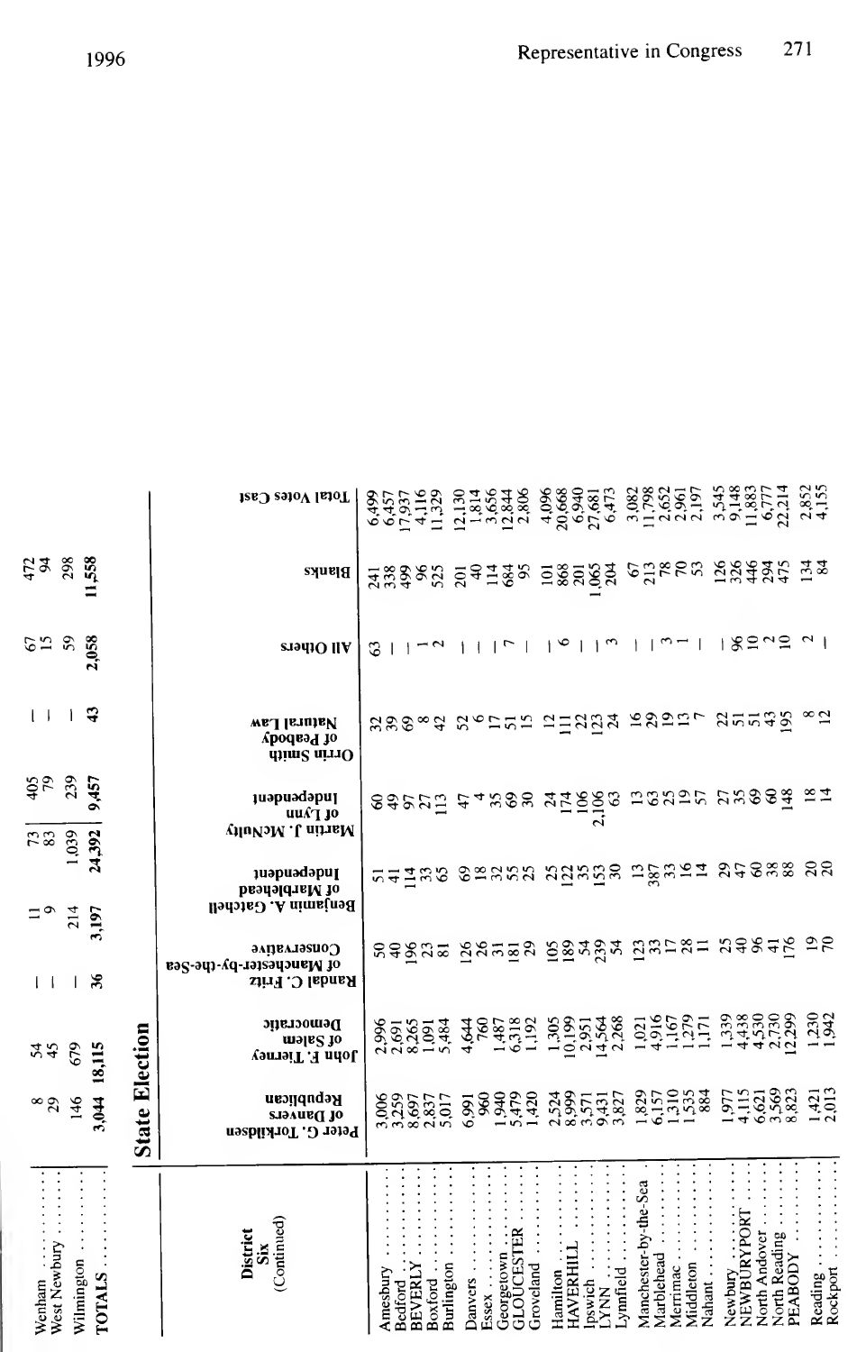| | | | | | | | | |
|---|---|---|---|---|---|---|---|---|
| Wenham | 8 | 54 | — | 11 | 73 | 405 | — | 67 | 472 |
| West Newbury | 29 | 45 | — | 9 | 83 | 79 | — | 15 | 94 |
| Wilmington | 146 | 679 | — | 214 | 1,039 | 239 | — | 59 | 298 |
| **TOTALS** | 3,044 | 18,115 | 36 | 3,197 | 24,392 | 9,457 | 43 | 2,058 | 11,558 |

## State Election

| District Six (Continued) | Peter G. Torkildsen of Danvers Republican | John F. Tierney of Salem Democratic | Randal C. Fritz of Manchester-by-the-Sea Conservative | Benjamin A. Gatchell of Marblehead Independent | Martin J. McNulty of Lynn Independent | Orrin Smith of Peabody Natural Law | All Others | Blanks | Total Votes Cast |
|---|---|---|---|---|---|---|---|---|---|
| Amesbury | 3,006 | 2,996 | 50 | 51 | 60 | 32 | 63 | 241 | 6,499 |
| Bedford | 3,259 | 2,691 | 40 | 41 | 49 | 39 | — | 338 | 6,457 |
| BEVERLY | 8,697 | 8,265 | 196 | 114 | 97 | 69 | — | 499 | 17,937 |
| Boxford | 2,837 | 1,091 | 23 | 33 | 27 | 8 | 1 | 96 | 4,116 |
| Burlington | 5,017 | 5,484 | 81 | 65 | 113 | 42 | 2 | 525 | 11,329 |
| Danvers | 6,991 | 4,644 | 126 | 69 | 47 | 52 | — | 201 | 12,130 |
| Essex | 960 | 760 | 26 | 18 | 4 | 6 | — | 40 | 1,814 |
| Georgetown | 1,940 | 1,487 | 31 | 32 | 35 | 17 | — | 114 | 3,656 |
| GLOUCESTER | 5,479 | 6,318 | 181 | 55 | 69 | 51 | 7 | 684 | 12,844 |
| Groveland | 1,420 | 1,192 | 29 | 25 | 30 | 15 | — | 95 | 2,806 |
| Hamilton | 2,524 | 1,305 | 105 | 25 | 24 | 12 | — | 101 | 4,096 |
| HAVERHILL | 8,999 | 10,199 | 189 | 122 | 174 | 111 | 6 | 868 | 20,668 |
| Ipswich | 3,571 | 2,951 | 54 | 35 | 106 | 22 | — | 201 | 6,940 |
| LYNN | 9,431 | 14,564 | 239 | 153 | 2,106 | 123 | — | 1,065 | 27,681 |
| Lynnfield | 3,827 | 2,268 | 54 | 30 | 63 | 24 | 3 | 204 | 6,473 |
| Manchester-by-the-Sea | 1,829 | 1,021 | 123 | 13 | 13 | 16 | — | 67 | 3,082 |
| Marblehead | 6,157 | 4,916 | 33 | 387 | 63 | 29 | — | 213 | 11,798 |
| Merrimac | 1,310 | 1,167 | 17 | 33 | 25 | 19 | 3 | 78 | 2,652 |
| Middleton | 1,535 | 1,279 | 28 | 16 | 19 | 13 | 1 | 70 | 2,961 |
| Nahant | 884 | 1,171 | 11 | 14 | 57 | 7 | — | 53 | 2,197 |
| Newbury | 1,977 | 1,339 | 25 | 29 | 27 | 22 | — | 126 | 3,545 |
| NEWBURYPORT | 4,115 | 4,438 | 40 | 47 | 35 | 51 | 96 | 326 | 9,148 |
| North Andover | 6,621 | 4,530 | 96 | 60 | 69 | 51 | 10 | 446 | 11,883 |
| North Reading | 3,569 | 2,730 | 41 | 38 | 60 | 43 | 2 | 294 | 6,777 |
| PEABODY | 8,823 | 12,299 | 176 | 88 | 148 | 195 | 10 | 475 | 22,214 |
| Reading | 1,421 | 1,230 | 19 | 20 | 18 | 8 | 2 | 134 | 2,852 |
| Rockport | 2,013 | 1,942 | 70 | 20 | 14 | 12 | — | 84 | 4,155 |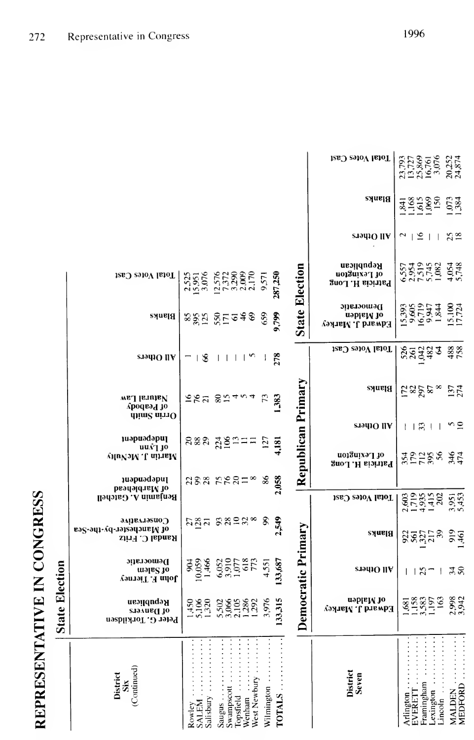# REPRESENTATIVE IN CONGRESS

## State Election

| District Six (Continued) | Peter G. Torkildsen of Danvers Republican | John F. Tierney of Salem Democratic | Randal C. Fritz of Manchester-by-the-Sea Conservative | Benjamin A. Gatchell of Marblehead Independent | Martin J. McNulty of Lynn Independent | Orrin Smith of Peabody Natural Law | All Others | Blanks | Total Votes Cast |
|---|---|---|---|---|---|---|---|---|---|
| Rowley | 1,450 | 904 | 27 | 22 | 20 | 16 | 1 | 85 | 2,525 |
| SALEM | 5,106 | 10,059 | 128 | 99 | 88 | 76 | — | 395 | 15,951 |
| Salisbury | 1,320 | 1,466 | 21 | 28 | 29 | 21 | 66 | 125 | 3,076 |
| Saugus | 5,502 | 6,052 | 93 | 75 | 224 | 80 | — | 550 | 12,576 |
| Swampscott | 3,066 | 3,910 | 28 | 76 | 106 | 15 | — | 171 | 7,372 |
| Topsfield | 2,105 | 1,077 | 10 | 20 | 13 | 4 | — | 61 | 3,290 |
| Wenham | 1,286 | 618 | 32 | 11 | 11 | 5 | — | 46 | 2,009 |
| West Newbury | 1,292 | 773 | 8 | 8 | 11 | 4 | 5 | 69 | 2,170 |
| Wilmington | 3,976 | 4,551 | 99 | 86 | 127 | 73 | — | 659 | 9,571 |
| TOTALS | 133,315 | 133,687 | 2,549 | 2,058 | 4,181 | 1,383 | 278 | 9,799 | 287,250 |

| District Seven | Democratic Primary: Edward J. Markey of Malden | All Others | Blanks | Total Votes Cast | Republican Primary: Patricia H. Long of Lexington | All Others | Blanks | Total Votes Cast | State Election: Edward J. Markey of Malden Democratic | Patricia H. Long of Lexington Republican | All Others | Blanks | Total Votes Cast |
|---|---|---|---|---|---|---|---|---|---|---|---|---|---|
| Arlington | 1,681 | — | 922 | 2,603 | 354 | — | 172 | 526 | 15,393 | 6,557 | 2 | 1,841 | 23,793 |
| EVERETT | 1,158 | — | 561 | 1,719 | 179 | — | 82 | 261 | 9,605 | 2,954 | — | 1,168 | 13,727 |
| Framingham | 3,583 | 25 | 1,327 | 4,935 | 712 | 33 | 297 | 1,042 | 16,719 | 7,519 | 16 | 1,615 | 25,869 |
| Lexington | 1,197 | 1 | 217 | 1,415 | 395 | — | 87 | 482 | 9,947 | 5,745 | — | 1,069 | 16,761 |
| Lincoln | 163 | — | 39 | 202 | 56 | — | 8 | 64 | 1,844 | 1,082 | — | 150 | 3,076 |
| MALDEN | 2,998 | 34 | 919 | 3,951 | 346 | 5 | 137 | 488 | 15,100 | 4,054 | 25 | 1,073 | 20,252 |
| MEDFORD | 3,942 | 50 | 1,461 | 5,453 | 474 | 10 | 274 | 758 | 17,724 | 5,748 | 18 | 1,384 | 24,874 |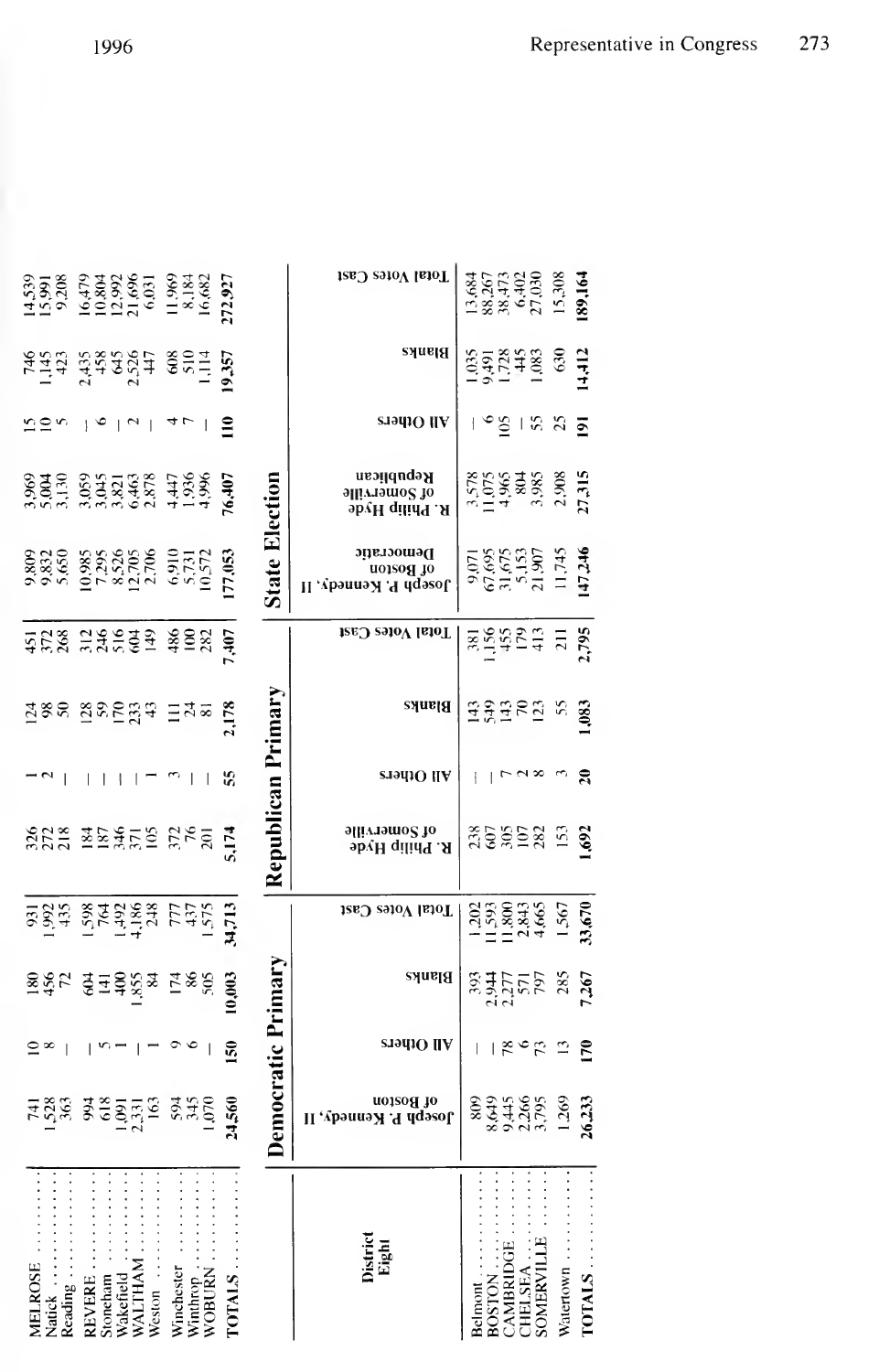| | | | | | | | | | | | | | |
|---|---|---|---|---|---|---|---|---|---|---|---|---|---|
| MELROSE | 741 | 10 | 180 | 931 | 326 | 1 | 124 | 451 | 9,809 | 3,969 | 15 | 746 | 14,539 |
| Natick | 1,528 | 8 | 456 | 1,992 | 272 | 2 | 98 | 372 | 9,832 | 5,004 | 10 | 1,145 | 15,991 |
| Reading | 363 | — | 72 | 435 | 218 | — | 50 | 268 | 5,650 | 3,130 | 5 | 423 | 9,208 |
| REVERE | 994 | — | 604 | 1,598 | 184 | — | 128 | 312 | 10,985 | 3,059 | — | 2,435 | 16,479 |
| Stoneham | 618 | 5 | 141 | 764 | 187 | — | 59 | 246 | 7,295 | 3,045 | 6 | 458 | 10,804 |
| Wakefield | 1,091 | 1 | 400 | 1,492 | 346 | — | 170 | 516 | 8,526 | 3,821 | — | 645 | 12,992 |
| WALTHAM | 2,331 | — | 1,855 | 4,186 | 371 | — | 233 | 604 | 12,705 | 6,463 | 2 | 2,526 | 21,696 |
| Weston | 163 | 1 | 84 | 248 | 105 | 1 | 43 | 149 | 2,706 | 2,878 | — | 447 | 6,031 |
| Winchester | 594 | 9 | 174 | 777 | 372 | 3 | 111 | 486 | 6,910 | 4,447 | 4 | 608 | 11,969 |
| Winthrop | 345 | 6 | 86 | 437 | 76 | — | 24 | 100 | 5,731 | 1,936 | 7 | 510 | 8,184 |
| WOBURN | 1,070 | — | 505 | 1,575 | 201 | — | 81 | 282 | 10,572 | 4,996 | — | 1,114 | 16,682 |
| **TOTALS** | **24,560** | **150** | **10,003** | **34,713** | **5,174** | **55** | **2,178** | **7,407** | **177,053** | **76,407** | **110** | **19,357** | **272,927** |

| District Eight | Democratic Primary | | | | Republican Primary | | | | State Election | | | | |
|---|---|---|---|---|---|---|---|---|---|---|---|---|---|
| | Joseph P. Kennedy, II of Boston | All Others | Blanks | Total Votes Cast | R. Philip Hyde of Somerville | All Others | Blanks | Total Votes Cast | Joseph P. Kennedy, II of Boston Democratic | R. Philip Hyde of Somerville Republican | All Others | Blanks | Total Votes Cast |
| Belmont | 809 | — | 393 | 1,202 | 238 | — | 143 | 381 | 9,071 | 3,578 | — | 1,035 | 13,684 |
| BOSTON | 8,649 | — | 2,944 | 11,593 | 607 | — | 549 | 1,156 | 67,695 | 11,075 | 6 | 9,491 | 88,267 |
| CAMBRIDGE | 9,445 | 78 | 2,277 | 11,800 | 305 | 7 | 143 | 455 | 31,675 | 4,965 | 105 | 1,728 | 38,473 |
| CHELSEA | 2,266 | 6 | 571 | 2,843 | 107 | 2 | 70 | 179 | 5,153 | 804 | — | 445 | 6,402 |
| SOMERVILLE | 3,795 | 73 | 797 | 4,665 | 282 | 8 | 123 | 413 | 21,907 | 3,985 | 55 | 1,083 | 27,030 |
| Watertown | 1,269 | 13 | 285 | 1,567 | 153 | 3 | 55 | 211 | 11,745 | 2,908 | 25 | 630 | 15,308 |
| **TOTALS** | **26,233** | **170** | **7,267** | **33,670** | **1,692** | **20** | **1,083** | **2,795** | **147,246** | **27,315** | **191** | **14,412** | **189,164** |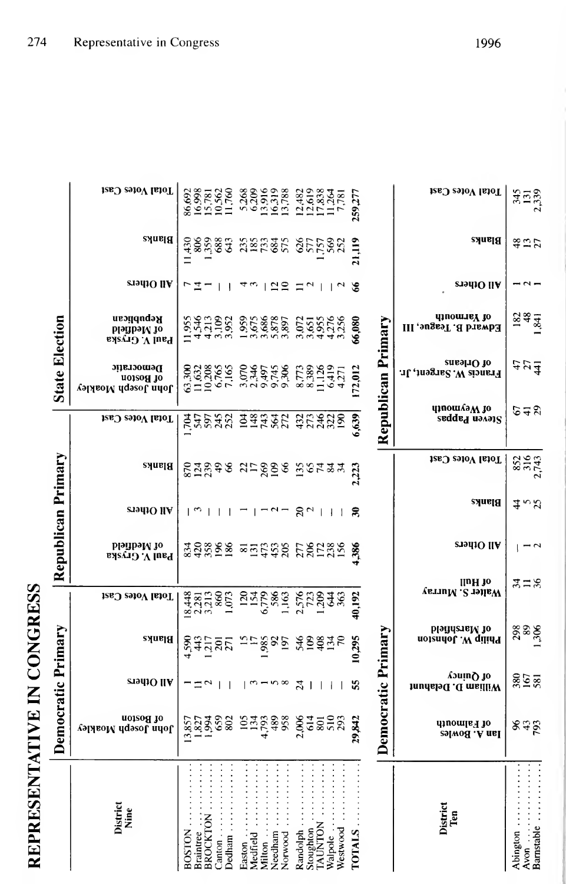# REPRESENTATIVE IN CONGRESS

## District Nine

| District Nine | Democratic Primary | | | | Republican Primary | | | | State Election | | | | |
|---|---|---|---|---|---|---|---|---|---|---|---|---|---|
| | John Joseph Moakley of Boston | All Others | Blanks | Total Votes Cast | Paul V. Gryska of Medfield | All Others | Blanks | Total Votes Cast | John Joseph Moakley of Boston Democratic | Paul V. Gryska of Medfield Republican | All Others | Blanks | Total Votes Cast |
| BOSTON | 13,857 | 1 | 4,590 | 18,448 | 834 | — | 870 | 1,704 | 63,300 | 11,955 | 7 | 11,430 | 86,692 |
| Braintree | 1,827 | 11 | 443 | 2,281 | 420 | 3 | 124 | 547 | 11,632 | 4,546 | 14 | 806 | 16,998 |
| BROCKTON | 1,994 | 2 | 1,217 | 3,213 | 358 | — | 239 | 597 | 10,208 | 4,213 | 1 | 1,359 | 15,781 |
| Canton | 659 | — | 201 | 860 | 196 | — | 49 | 245 | 6,765 | 3,109 | — | 688 | 10,562 |
| Dedham | 802 | — | 271 | 1,073 | 186 | — | 66 | 252 | 7,165 | 3,952 | — | 643 | 11,760 |
| Easton | 105 | — | 15 | 120 | 81 | 1 | 22 | 104 | 3,070 | 1,959 | 4 | 235 | 5,268 |
| Medfield | 134 | 3 | 17 | 154 | 131 | — | 17 | 148 | 2,346 | 3,675 | 3 | 185 | 6,209 |
| Milton | 4,793 | 1 | 1,985 | 6,779 | 473 | 1 | 269 | 743 | 9,497 | 3,686 | — | 733 | 13,916 |
| Needham | 489 | 5 | 92 | 586 | 453 | 2 | 109 | 564 | 9,745 | 5,878 | 12 | 684 | 16,319 |
| Norwood | 958 | 8 | 197 | 1,163 | 205 | 1 | 66 | 272 | 9,306 | 3,897 | 10 | 575 | 13,788 |
| Randolph | 2,006 | 24 | 546 | 2,576 | 277 | 20 | 135 | 432 | 8,773 | 3,072 | 11 | 626 | 12,482 |
| Stoughton | 614 | — | 109 | 723 | 206 | 2 | 65 | 273 | 8,389 | 3,651 | 2 | 577 | 12,619 |
| TAUNTON | 801 | — | 408 | 1,209 | 172 | — | 74 | 246 | 11,126 | 4,955 | — | 1,757 | 17,838 |
| Walpole | 510 | — | 134 | 644 | 238 | — | 84 | 322 | 6,419 | 4,276 | — | 569 | 11,264 |
| Westwood | 293 | — | 70 | 363 | 156 | — | 34 | 190 | 4,271 | 3,256 | 2 | 252 | 7,781 |
| TOTALS | 29,842 | 55 | 10,295 | 40,192 | 4,386 | 30 | 2,223 | 6,639 | 172,012 | 66,080 | 66 | 21,119 | 259,277 |

## District Ten

| District Ten | Democratic Primary | | | | | | | Republican Primary | | | | | |
|---|---|---|---|---|---|---|---|---|---|---|---|---|---|
| | Ian A. Bowles of Falmouth | William D. Delahunt of Quincy | Philip W. Johnston of Marshfield | Walter S. Murray of Hull | All Others | Blanks | Total Votes Cast | Steven Pappas of Weymouth | Francis W. Sargent, Jr. of Orleans | Edward B. Teague, III of Yarmouth | All Others | Blanks | Total Votes Cast |
| Abington | 96 | 380 | 298 | 34 | — | 44 | 852 | 67 | 47 | 182 | 1 | 48 | 345 |
| Avon | 43 | 167 | 89 | 11 | 1 | 5 | 316 | 41 | 27 | 48 | 2 | 13 | 131 |
| Barnstable | 793 | 581 | 1,306 | 36 | 2 | 25 | 2,743 | 29 | 441 | 1,841 | 1 | 27 | 2,339 |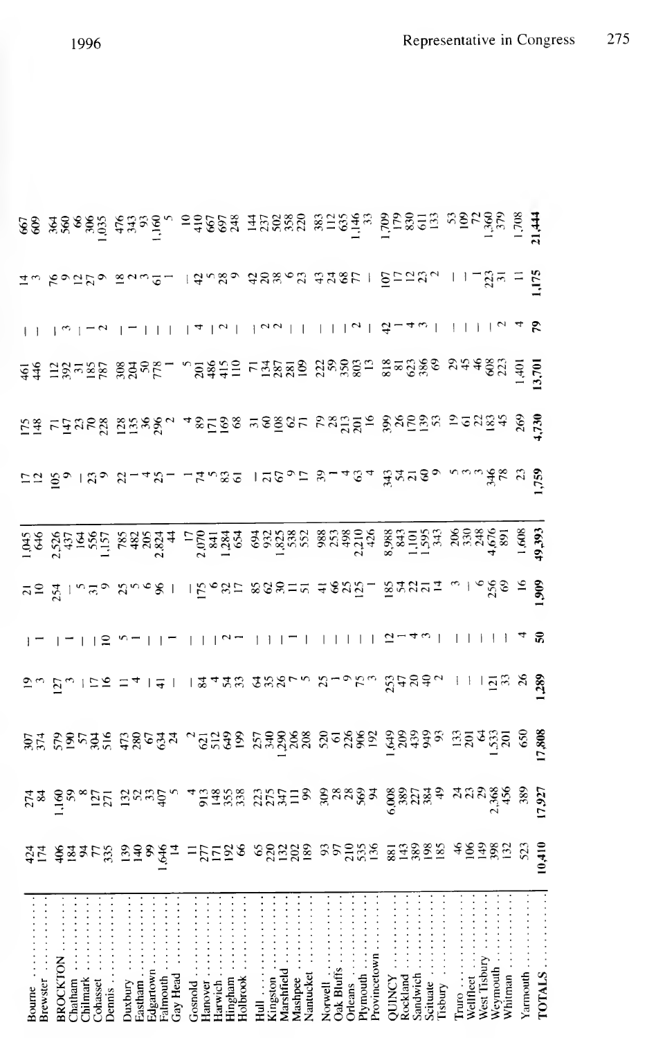| | | | | | | | | | | | | | |
|---|---|---|---|---|---|---|---|---|---|---|---|---|---|
| Bourne | 424 | 274 | 307 | 19 | – | 21 | 1,045 | 17 | 175 | 461 | – | 14 | 667 |
| Brewster | 174 | 84 | 374 | 3 | 1 | 10 | 646 | 12 | 148 | 446 | – | 3 | 609 |
| BROCKTON | 406 | 1,160 | 579 | 127 | – | 254 | 2,526 | 105 | 71 | 112 | – | 76 | 364 |
| Chatham | 184 | 59 | 190 | 3 | 1 | – | 437 | 9 | 147 | 392 | 3 | 9 | 560 |
| Chilmark | 94 | 8 | 57 | – | – | 5 | 164 | – | 23 | 31 | – | 12 | 66 |
| Cohasset | 77 | 127 | 304 | 17 | – | 31 | 556 | 23 | 70 | 185 | 1 | 27 | 306 |
| Dennis | 335 | 271 | 516 | 16 | 10 | 9 | 1,157 | 9 | 228 | 787 | 2 | 9 | 1,035 |
| Duxbury | 139 | 132 | 473 | 11 | 5 | 25 | 785 | 22 | 128 | 308 | – | 18 | 476 |
| Eastham | 140 | 52 | 280 | 4 | 1 | 5 | 482 | 1 | 135 | 204 | 1 | 2 | 343 |
| Edgartown | 99 | 33 | 67 | – | – | 6 | 205 | 4 | 36 | 50 | – | 3 | 93 |
| Falmouth | 1,646 | 407 | 634 | 41 | – | 96 | 2,824 | 25 | 296 | 778 | – | 61 | 1,160 |
| Gay Head | 14 | 5 | 24 | – | 1 | – | 44 | 1 | 2 | 1 | – | 1 | 5 |
| Gosnold | 11 | 4 | 2 | – | – | – | 17 | 1 | 4 | 5 | – | – | 10 |
| Hanover | 277 | 913 | 621 | 84 | – | 175 | 2,070 | 74 | 89 | 201 | 4 | 42 | 410 |
| Harwich | 171 | 148 | 512 | 4 | – | 6 | 841 | 5 | 171 | 486 | – | 5 | 667 |
| Hingham | 192 | 355 | 649 | 54 | 2 | 32 | 1,284 | 83 | 169 | 415 | 2 | 28 | 697 |
| Holbrook | 66 | 338 | 199 | 33 | 1 | 17 | 654 | 61 | 68 | 110 | – | 9 | 248 |
| Hull | 65 | 223 | 257 | 63 | – | 85 | 694 | – | 31 | 71 | – | 42 | 144 |
| Kingston | 220 | 275 | 340 | 35 | – | 62 | 932 | 21 | 60 | 134 | 2 | 20 | 237 |
| Marshfield | 132 | 347 | 1,290 | 26 | – | 30 | 1,825 | 67 | 108 | 287 | 2 | 38 | 502 |
| Mashpee | 202 | 111 | 206 | 7 | 1 | 11 | 538 | 9 | 62 | 281 | – | 6 | 358 |
| Nantucket | 189 | 99 | 208 | 5 | – | 51 | 552 | 17 | 71 | 109 | – | 23 | 220 |
| Norwell | 93 | 309 | 520 | 25 | – | 41 | 988 | 39 | 79 | 222 | – | 43 | 383 |
| Oak Bluffs | 97 | 28 | 61 | 1 | – | 66 | 253 | 1 | 28 | 59 | – | 24 | 112 |
| Orleans | 210 | 28 | 226 | 9 | – | 25 | 498 | 4 | 213 | 350 | – | 68 | 635 |
| Plymouth | 535 | 569 | 906 | 75 | – | 125 | 2,210 | 63 | 201 | 803 | 2 | 77 | 1,146 |
| Provincetown | 136 | 94 | 192 | 3 | – | 1 | 426 | 4 | 16 | 13 | – | – | 33 |
| QUINCY | 881 | 6,008 | 1,649 | 253 | 12 | 185 | 8,988 | 343 | 399 | 818 | 42 | 107 | 1,709 |
| Rockland | 143 | 389 | 209 | 47 | 1 | 54 | 843 | 54 | 26 | 81 | 1 | 17 | 179 |
| Sandwich | 389 | 227 | 439 | 20 | 4 | 22 | 1,101 | 21 | 170 | 623 | 4 | 12 | 830 |
| Scituate | 198 | 384 | 949 | 40 | 3 | 21 | 1,595 | 60 | 139 | 386 | 3 | 23 | 611 |
| Tisbury | 185 | 49 | 93 | 2 | – | 14 | 343 | 9 | 53 | 69 | – | 2 | 133 |
| Truro | 46 | 24 | 133 | – | – | 3 | 206 | 5 | 19 | 29 | – | – | 53 |
| Wellfleet | 106 | 23 | 201 | – | – | – | 330 | 3 | 61 | 45 | – | – | 109 |
| West Tisbury | 149 | 29 | 64 | – | – | 6 | 248 | 3 | 22 | 46 | – | 1 | 72 |
| Weymouth | 398 | 2,368 | 1,533 | 121 | – | 256 | 4,676 | 346 | 183 | 608 | 2 | 223 | 1,360 |
| Whitman | 132 | 456 | 201 | 33 | – | 69 | 891 | 78 | 45 | 223 | – | 31 | 379 |
| Yarmouth | 523 | 389 | 650 | 26 | 4 | 16 | 1,608 | 23 | 269 | 1,401 | 4 | 11 | 1,708 |
| TOTALS | 10,410 | 17,927 | 17,808 | 1,289 | 50 | 1,909 | 49,393 | 1,759 | 4,730 | 13,701 | 79 | 1,175 | 21,444 |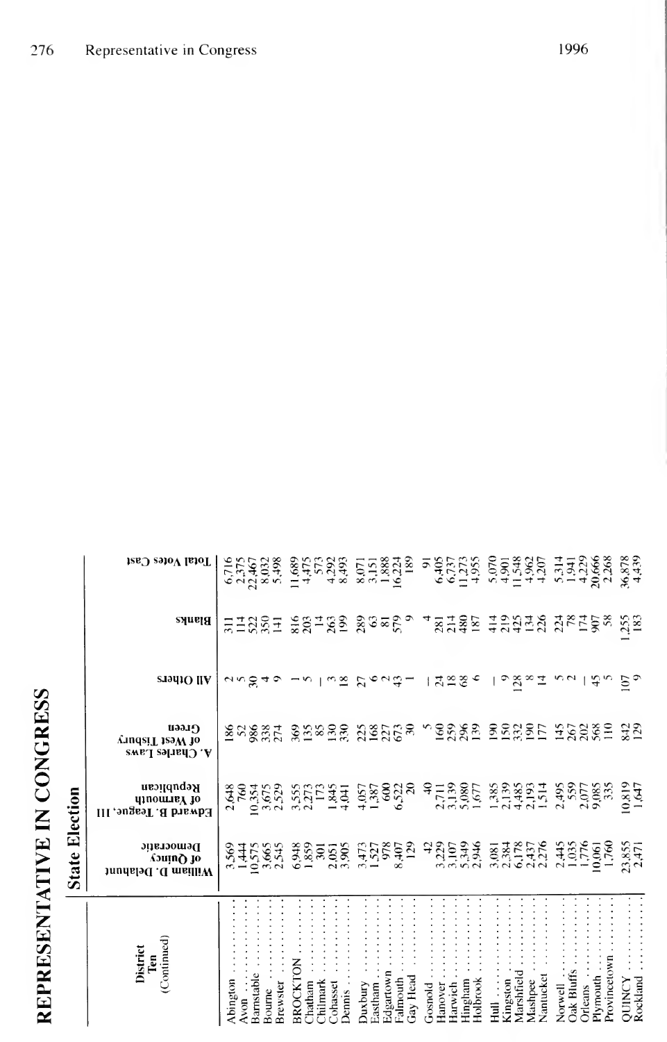# REPRESENTATIVE IN CONGRESS

## State Election

| District Ten (Continued) | William D. Delahunt of Quincy Democratic | Edward B. Teague, III of Yarmouth Republican | A. Charles Laws of West Tisbury Green | All Others | Blanks | Total Votes Cast |
|---|---|---|---|---|---|---|
| Abington | 3,569 | 2,648 | 186 | 2 | 311 | 6,716 |
| Avon | 1,444 | 760 | 52 | 5 | 114 | 2,375 |
| Barnstable | 10,575 | 10,354 | 986 | 30 | 522 | 22,467 |
| Bourne | 3,665 | 3,675 | 338 | 4 | 350 | 8,032 |
| Brewster | 2,545 | 2,529 | 274 | 9 | 141 | 5,498 |
| BROCKTON | 6,948 | 3,555 | 369 | 1 | 816 | 11,689 |
| Chatham | 1,859 | 2,273 | 135 | 5 | 203 | 4,475 |
| Chilmark | 301 | 173 | 85 | — | 14 | 573 |
| Cohasset | 2,051 | 1,845 | 130 | 3 | 263 | 4,292 |
| Dennis | 3,905 | 4,041 | 330 | 18 | 199 | 8,493 |
| Duxbury | 3,473 | 4,057 | 225 | 27 | 289 | 8,071 |
| Eastham | 1,527 | 1,387 | 168 | 6 | 63 | 3,151 |
| Edgartown | 978 | 600 | 227 | 2 | 81 | 1,888 |
| Falmouth | 8,407 | 6,522 | 673 | 43 | 579 | 16,224 |
| Gay Head | 129 | 20 | 30 | 1 | 9 | 189 |
| Gosnold | 42 | 40 | 5 | — | 4 | 91 |
| Hanover | 3,229 | 2,711 | 160 | 24 | 281 | 6,405 |
| Harwich | 3,107 | 3,139 | 259 | 18 | 214 | 6,737 |
| Hingham | 5,349 | 5,080 | 296 | 68 | 480 | 11,273 |
| Holbrook | 2,946 | 1,677 | 139 | 6 | 187 | 4,955 |
| Hull | 3,081 | 1,385 | 190 | — | 414 | 5,070 |
| Kingston | 2,384 | 2,139 | 150 | 9 | 219 | 4,901 |
| Marshfield | 6,178 | 4,485 | 332 | 128 | 425 | 11,548 |
| Mashpee | 2,437 | 2,193 | 190 | 8 | 134 | 4,962 |
| Nantucket | 2,276 | 1,514 | 177 | 14 | 226 | 4,207 |
| Norwell | 2,445 | 2,495 | 145 | 5 | 224 | 5,314 |
| Oak Bluffs | 1,035 | 559 | 267 | 2 | 78 | 1,941 |
| Orleans | 1,776 | 2,077 | 202 | — | 174 | 4,229 |
| Plymouth | 10,061 | 9,085 | 568 | 45 | 907 | 20,666 |
| Provincetown | 1,760 | 335 | 110 | 5 | 58 | 2,268 |
| QUINCY | 23,855 | 10,819 | 842 | 107 | 1,255 | 36,878 |
| Rockland | 2,471 | 1,647 | 129 | 9 | 183 | 4,439 |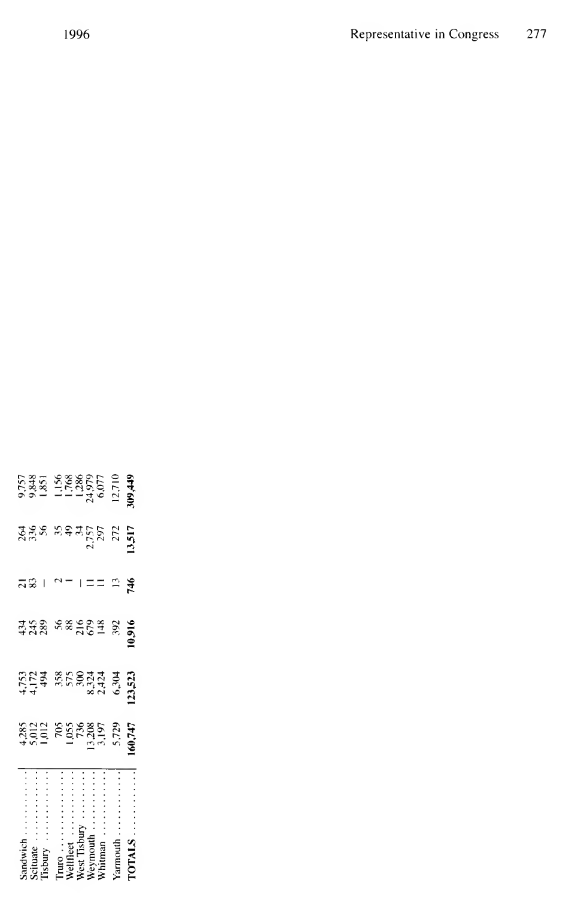| | | | | | | |
|---|---|---|---|---|---|---|
| Sandwich | 4,285 | 4,753 | 434 | 21 | 264 | 9,757 |
| Scituate | 5,012 | 4,172 | 245 | 83 | 336 | 9,848 |
| Tisbury | 1,012 | 494 | 289 | — | 56 | 1,851 |
| Truro | 705 | 358 | 56 | 2 | 35 | 1,156 |
| Wellfleet | 1,055 | 575 | 88 | 1 | 49 | 1,768 |
| West Tisbury | 736 | 300 | 216 | — | 34 | 1,286 |
| Weymouth | 13,208 | 8,324 | 679 | 11 | 2,757 | 24,979 |
| Whitman | 3,197 | 2,424 | 148 | 11 | 297 | 6,077 |
| Yarmouth | 5,729 | 6,304 | 392 | 13 | 272 | 12,710 |
| **TOTALS** | **160,747** | **123,523** | **10,916** | **746** | **13,517** | **309,449** |